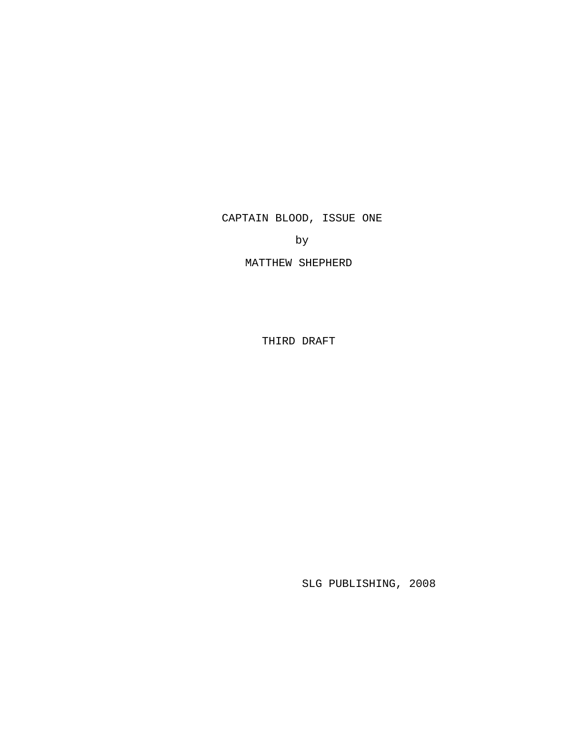CAPTAIN BLOOD, ISSUE ONE

by

MATTHEW SHEPHERD

THIRD DRAFT

SLG PUBLISHING, 2008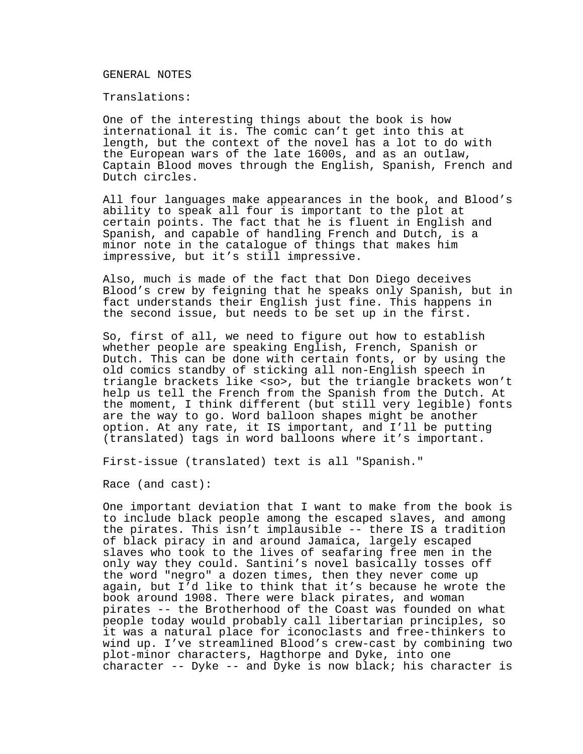GENERAL NOTES

Translations:

One of the interesting things about the book is how international it is. The comic can't get into this at length, but the context of the novel has a lot to do with the European wars of the late 1600s, and as an outlaw, Captain Blood moves through the English, Spanish, French and Dutch circles.

All four languages make appearances in the book, and Blood's ability to speak all four is important to the plot at certain points. The fact that he is fluent in English and Spanish, and capable of handling French and Dutch, is a minor note in the catalogue of things that makes him impressive, but it's still impressive.

Also, much is made of the fact that Don Diego deceives Blood's crew by feigning that he speaks only Spanish, but in fact understands their English just fine. This happens in the second issue, but needs to be set up in the first.

So, first of all, we need to figure out how to establish whether people are speaking English, French, Spanish or Dutch. This can be done with certain fonts, or by using the old comics standby of sticking all non-English speech in triangle brackets like <so>, but the triangle brackets won't help us tell the French from the Spanish from the Dutch. At the moment, I think different (but still very legible) fonts are the way to go. Word balloon shapes might be another option. At any rate, it IS important, and I'll be putting (translated) tags in word balloons where it's important.

First-issue (translated) text is all "Spanish."

Race (and cast):

One important deviation that I want to make from the book is to include black people among the escaped slaves, and among the pirates. This isn't implausible -- there IS a tradition of black piracy in and around Jamaica, largely escaped slaves who took to the lives of seafaring free men in the only way they could. Santini's novel basically tosses off the word "negro" a dozen times, then they never come up again, but I'd like to think that it's because he wrote the book around 1908. There were black pirates, and woman pirates -- the Brotherhood of the Coast was founded on what people today would probably call libertarian principles, so it was a natural place for iconoclasts and free-thinkers to wind up. I've streamlined Blood's crew-cast by combining two plot-minor characters, Hagthorpe and Dyke, into one character -- Dyke -- and Dyke is now black; his character is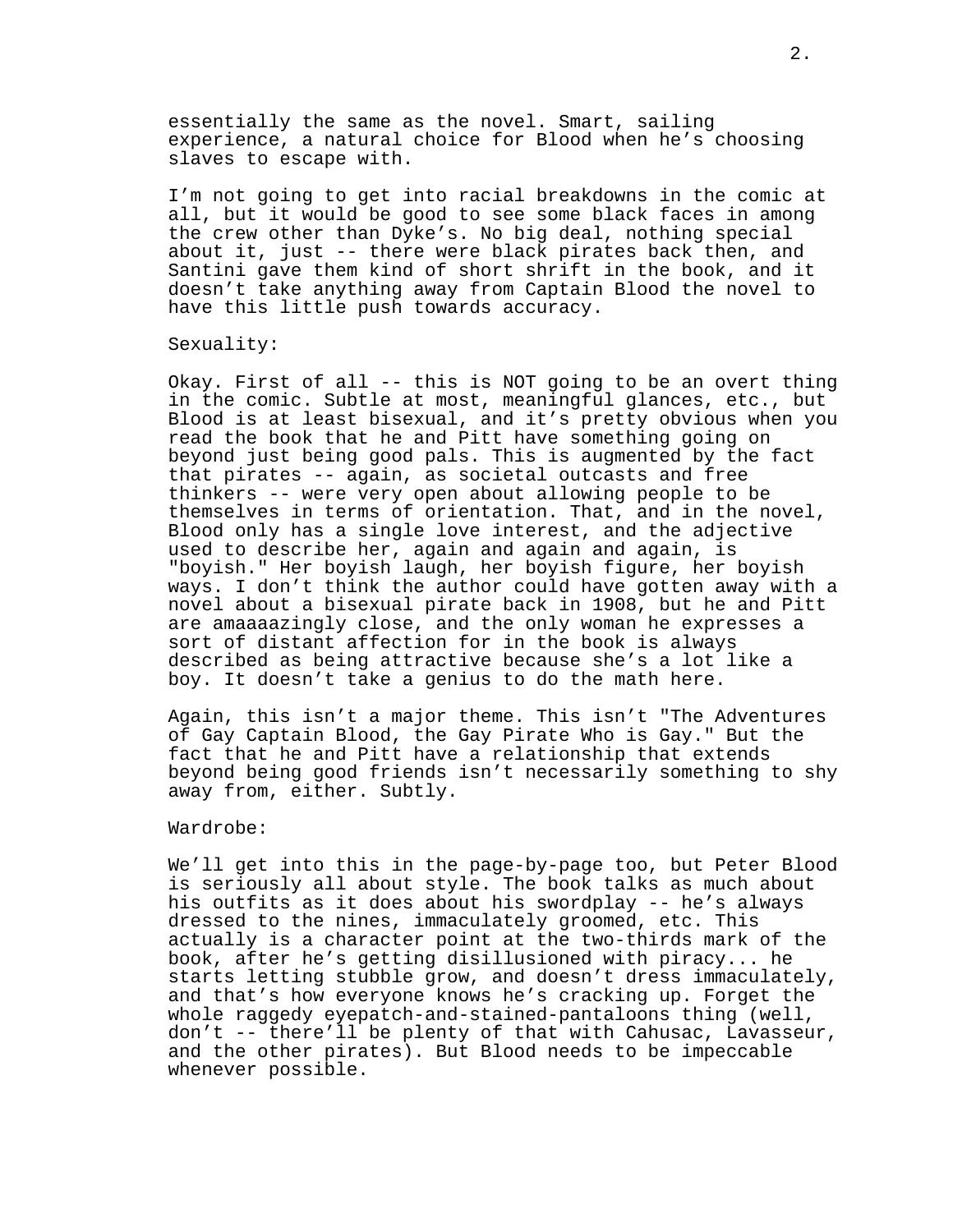essentially the same as the novel. Smart, sailing experience, a natural choice for Blood when he's choosing slaves to escape with.

I'm not going to get into racial breakdowns in the comic at all, but it would be good to see some black faces in among the crew other than Dyke's. No big deal, nothing special about it, just -- there were black pirates back then, and Santini gave them kind of short shrift in the book, and it doesn't take anything away from Captain Blood the novel to have this little push towards accuracy.

Sexuality:

Okay. First of all -- this is NOT going to be an overt thing in the comic. Subtle at most, meaningful glances, etc., but Blood is at least bisexual, and it's pretty obvious when you read the book that he and Pitt have something going on beyond just being good pals. This is augmented by the fact that pirates -- again, as societal outcasts and free thinkers -- were very open about allowing people to be themselves in terms of orientation. That, and in the novel, Blood only has a single love interest, and the adjective used to describe her, again and again and again, is "boyish." Her boyish laugh, her boyish figure, her boyish ways. I don't think the author could have gotten away with a novel about a bisexual pirate back in 1908, but he and Pitt are amaaaazingly close, and the only woman he expresses a sort of distant affection for in the book is always described as being attractive because she's a lot like a boy. It doesn't take a genius to do the math here.

Again, this isn't a major theme. This isn't "The Adventures of Gay Captain Blood, the Gay Pirate Who is Gay." But the fact that he and Pitt have a relationship that extends beyond being good friends isn't necessarily something to shy away from, either. Subtly.

Wardrobe:

We'll get into this in the page-by-page too, but Peter Blood is seriously all about style. The book talks as much about his outfits as it does about his swordplay -- he's always dressed to the nines, immaculately groomed, etc. This actually is a character point at the two-thirds mark of the book, after he's getting disillusioned with piracy... he starts letting stubble grow, and doesn't dress immaculately, and that's how everyone knows he's cracking up. Forget the whole raggedy eyepatch-and-stained-pantaloons thing (well, don't -- there'll be plenty of that with Cahusac, Lavasseur, and the other pirates). But Blood needs to be impeccable whenever possible.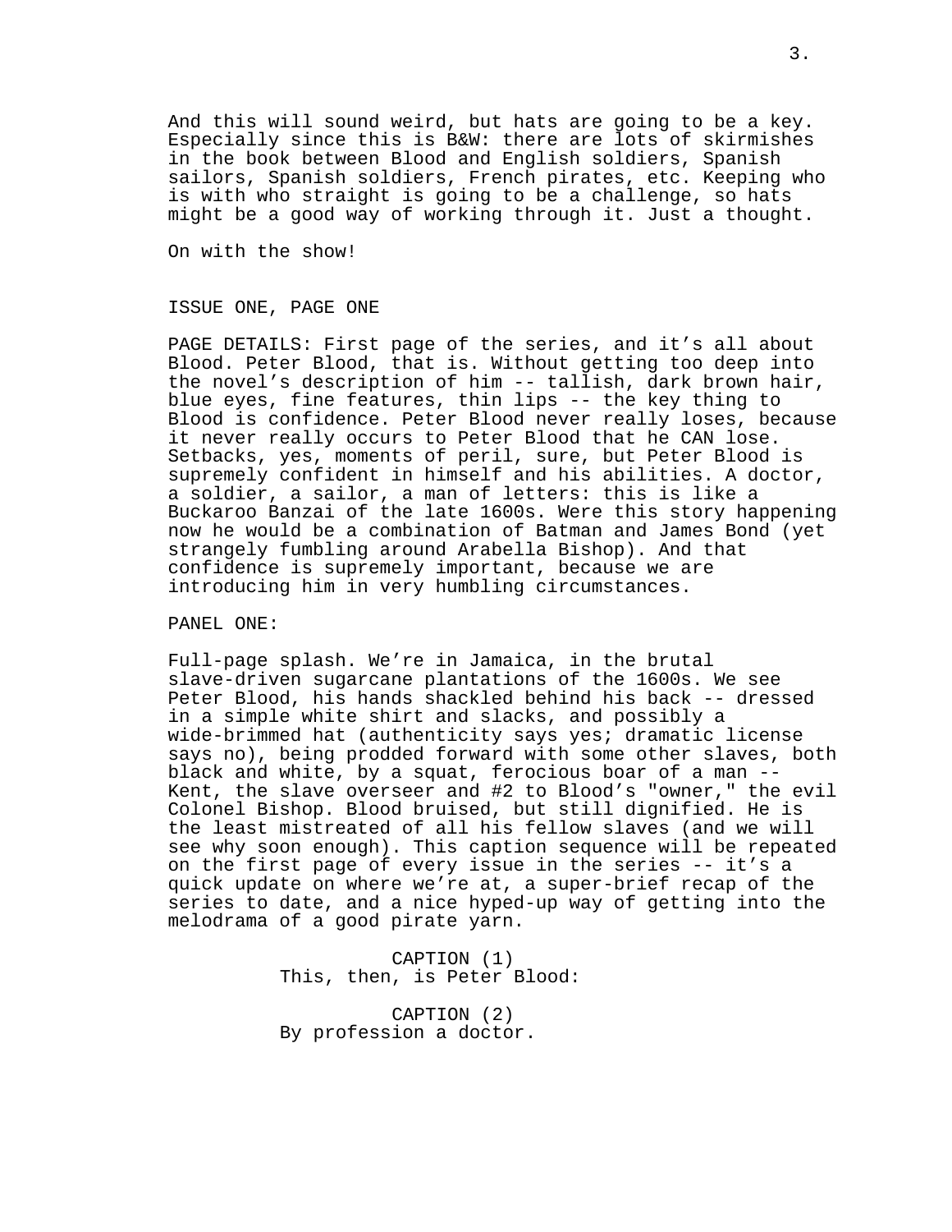And this will sound weird, but hats are going to be a key. Especially since this is B&W: there are lots of skirmishes in the book between Blood and English soldiers, Spanish sailors, Spanish soldiers, French pirates, etc. Keeping who is with who straight is going to be a challenge, so hats might be a good way of working through it. Just a thought.

On with the show!

## ISSUE ONE, PAGE ONE

PAGE DETAILS: First page of the series, and it's all about Blood. Peter Blood, that is. Without getting too deep into the novel's description of him -- tallish, dark brown hair, blue eyes, fine features, thin lips -- the key thing to Blood is confidence. Peter Blood never really loses, because it never really occurs to Peter Blood that he CAN lose. Setbacks, yes, moments of peril, sure, but Peter Blood is supremely confident in himself and his abilities. A doctor, a soldier, a sailor, a man of letters: this is like a Buckaroo Banzai of the late 1600s. Were this story happening now he would be a combination of Batman and James Bond (yet strangely fumbling around Arabella Bishop). And that confidence is supremely important, because we are introducing him in very humbling circumstances.

PANEL ONE:

Full-page splash. We're in Jamaica, in the brutal slave-driven sugarcane plantations of the 1600s. We see Peter Blood, his hands shackled behind his back -- dressed in a simple white shirt and slacks, and possibly a wide-brimmed hat (authenticity says yes; dramatic license says no), being prodded forward with some other slaves, both black and white, by a squat, ferocious boar of a man -- Kent, the slave overseer and #2 to Blood's "owner," the evil Colonel Bishop. Blood bruised, but still dignified. He is the least mistreated of all his fellow slaves (and we will see why soon enough). This caption sequence will be repeated on the first page of every issue in the series -- it's a quick update on where we're at, a super-brief recap of the series to date, and a nice hyped-up way of getting into the melodrama of a good pirate yarn.

CAPTION (1)
This, then, is Peter Blood:

CAPTION (2)
By profession a doctor.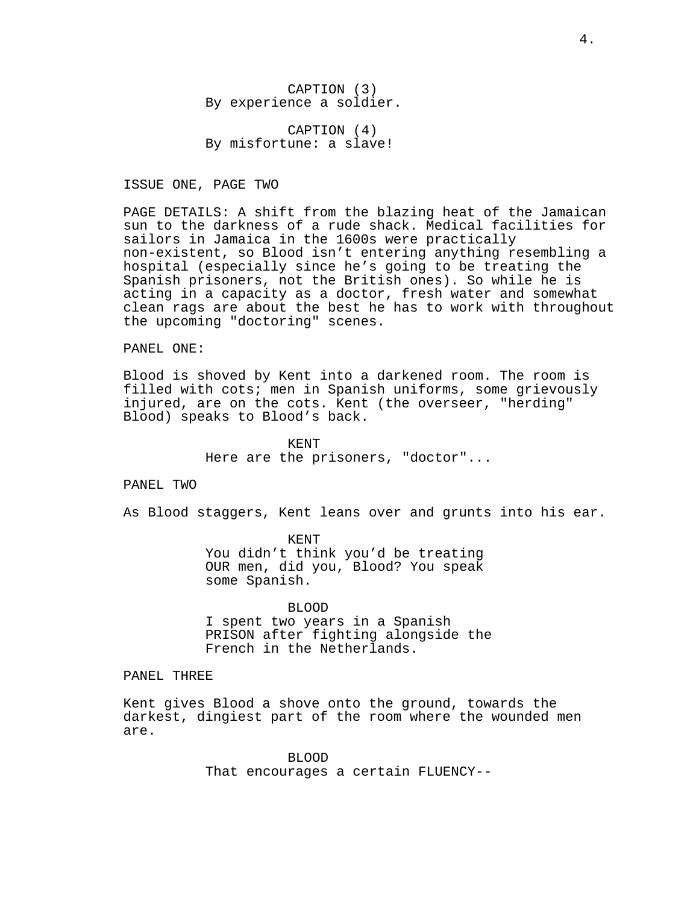CAPTION (3)
By experience a soldier.

CAPTION (4)
By misfortune: a slave!

ISSUE ONE, PAGE TWO

PAGE DETAILS: A shift from the blazing heat of the Jamaican sun to the darkness of a rude shack. Medical facilities for sailors in Jamaica in the 1600s were practically non-existent, so Blood isn't entering anything resembling a hospital (especially since he's going to be treating the Spanish prisoners, not the British ones). So while he is acting in a capacity as a doctor, fresh water and somewhat clean rags are about the best he has to work with throughout the upcoming "doctoring" scenes.

PANEL ONE:

Blood is shoved by Kent into a darkened room. The room is filled with cots; men in Spanish uniforms, some grievously injured, are on the cots. Kent (the overseer, "herding" Blood) speaks to Blood's back.

KENT
Here are the prisoners, "doctor"...

PANEL TWO

As Blood staggers, Kent leans over and grunts into his ear.

KENT
You didn't think you'd be treating OUR men, did you, Blood? You speak some Spanish.

BLOOD
I spent two years in a Spanish PRISON after fighting alongside the French in the Netherlands.

PANEL THREE

Kent gives Blood a shove onto the ground, towards the darkest, dingiest part of the room where the wounded men are.

BLOOD
That encourages a certain FLUENCY--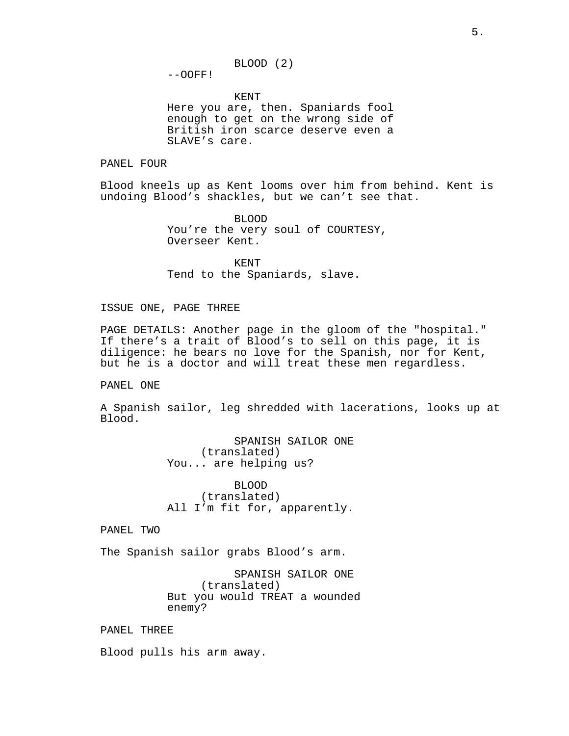BLOOD (2)
--OOFF!

KENT
Here you are, then. Spaniards fool enough to get on the wrong side of British iron scarce deserve even a SLAVE's care.

PANEL FOUR

Blood kneels up as Kent looms over him from behind. Kent is undoing Blood's shackles, but we can't see that.

BLOOD
You're the very soul of COURTESY, Overseer Kent.

KENT
Tend to the Spaniards, slave.

ISSUE ONE, PAGE THREE

PAGE DETAILS: Another page in the gloom of the "hospital." If there's a trait of Blood's to sell on this page, it is diligence: he bears no love for the Spanish, nor for Kent, but he is a doctor and will treat these men regardless.

PANEL ONE

A Spanish sailor, leg shredded with lacerations, looks up at Blood.

SPANISH SAILOR ONE
(translated)
You... are helping us?

BLOOD
(translated)
All I'm fit for, apparently.

PANEL TWO

The Spanish sailor grabs Blood's arm.

SPANISH SAILOR ONE
(translated)
But you would TREAT a wounded enemy?

PANEL THREE

Blood pulls his arm away.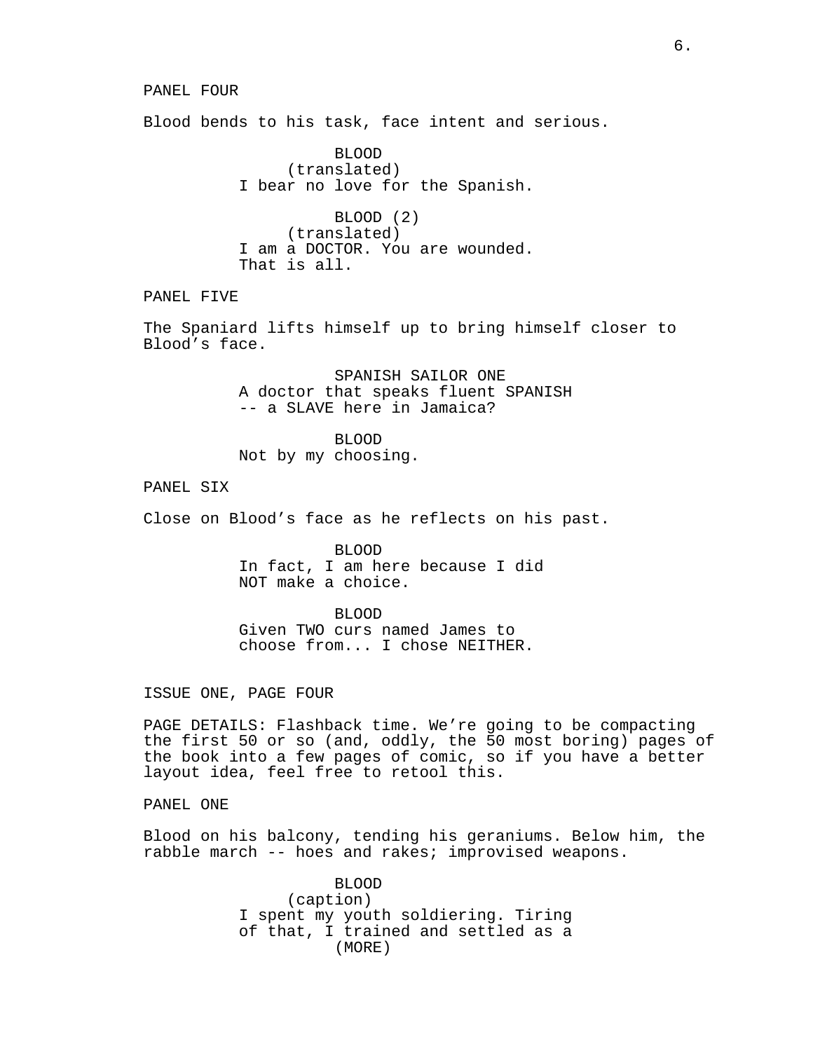PANEL FOUR

Blood bends to his task, face intent and serious.

BLOOD
(translated)
I bear no love for the Spanish.

BLOOD (2)
(translated)
I am a DOCTOR. You are wounded. That is all.

PANEL FIVE

The Spaniard lifts himself up to bring himself closer to Blood's face.

SPANISH SAILOR ONE
A doctor that speaks fluent SPANISH -- a SLAVE here in Jamaica?

BLOOD
Not by my choosing.

PANEL SIX

Close on Blood's face as he reflects on his past.

BLOOD
In fact, I am here because I did NOT make a choice.

BLOOD
Given TWO curs named James to choose from... I chose NEITHER.

ISSUE ONE, PAGE FOUR

PAGE DETAILS: Flashback time. We're going to be compacting the first 50 or so (and, oddly, the 50 most boring) pages of the book into a few pages of comic, so if you have a better layout idea, feel free to retool this.

PANEL ONE

Blood on his balcony, tending his geraniums. Below him, the rabble march -- hoes and rakes; improvised weapons.

BLOOD
(caption)
I spent my youth soldiering. Tiring of that, I trained and settled as a
(MORE)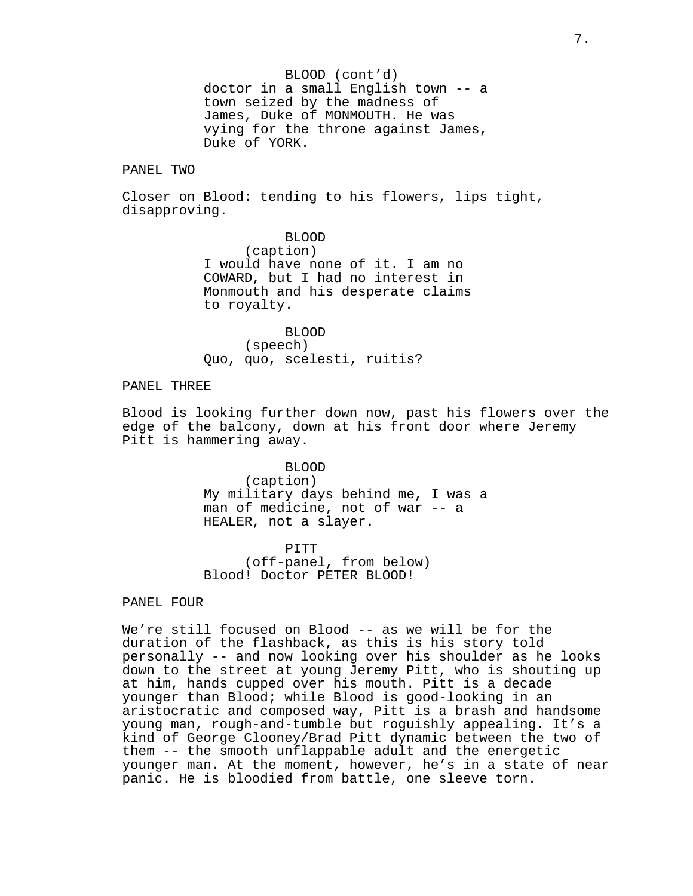BLOOD (cont'd)
doctor in a small English town -- a town seized by the madness of James, Duke of MONMOUTH. He was vying for the throne against James, Duke of YORK.

PANEL TWO

Closer on Blood: tending to his flowers, lips tight, disapproving.

BLOOD
(caption)
I would have none of it. I am no COWARD, but I had no interest in Monmouth and his desperate claims to royalty.

BLOOD
(speech)
Quo, quo, scelesti, ruitis?

PANEL THREE

Blood is looking further down now, past his flowers over the edge of the balcony, down at his front door where Jeremy Pitt is hammering away.

BLOOD
(caption)
My military days behind me, I was a man of medicine, not of war -- a HEALER, not a slayer.

PITT
(off-panel, from below)
Blood! Doctor PETER BLOOD!

PANEL FOUR

We're still focused on Blood -- as we will be for the duration of the flashback, as this is his story told personally -- and now looking over his shoulder as he looks down to the street at young Jeremy Pitt, who is shouting up at him, hands cupped over his mouth. Pitt is a decade younger than Blood; while Blood is good-looking in an aristocratic and composed way, Pitt is a brash and handsome young man, rough-and-tumble but roguishly appealing. It's a kind of George Clooney/Brad Pitt dynamic between the two of them -- the smooth unflappable adult and the energetic younger man. At the moment, however, he's in a state of near panic. He is bloodied from battle, one sleeve torn.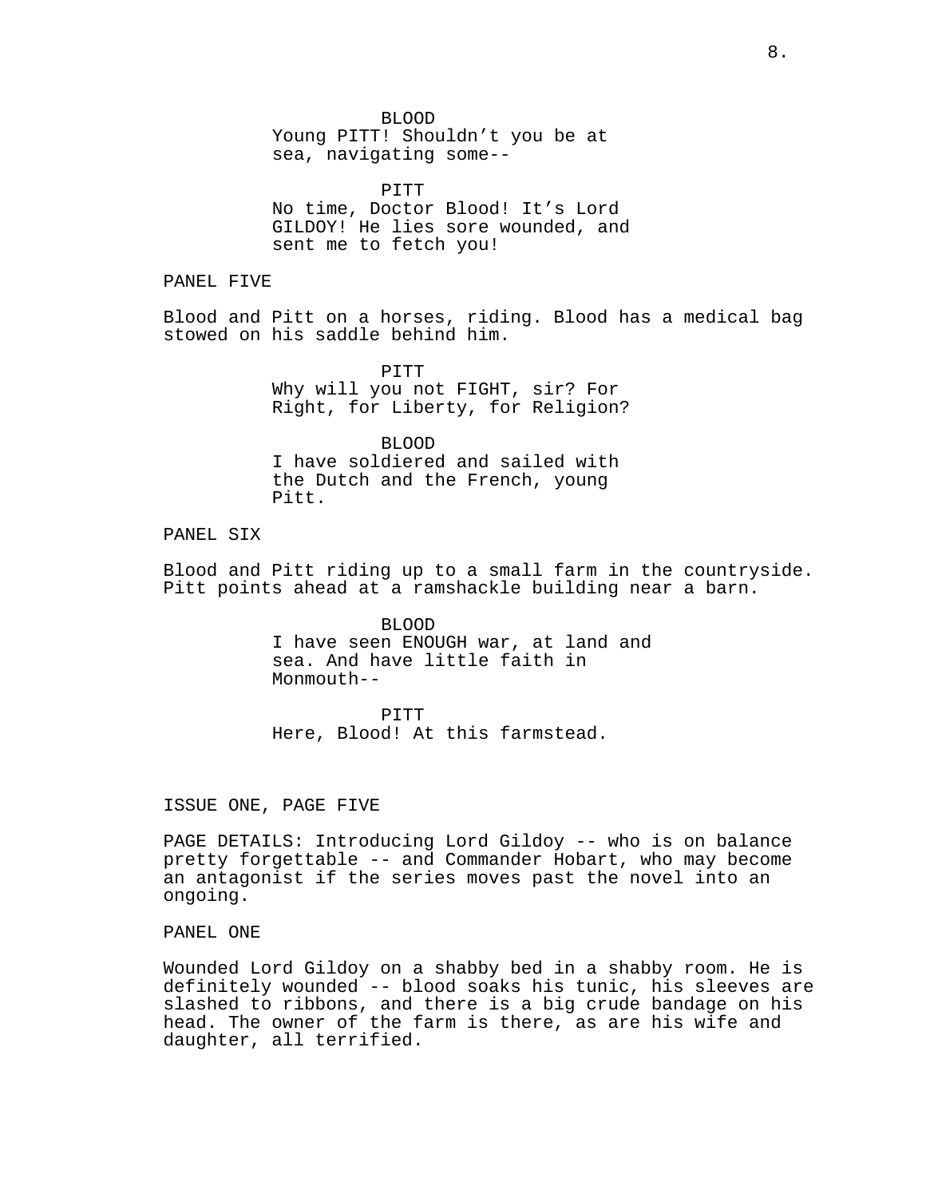BLOOD
Young PITT! Shouldn't you be at sea, navigating some--

PITT
No time, Doctor Blood! It's Lord GILDOY! He lies sore wounded, and sent me to fetch you!

PANEL FIVE

Blood and Pitt on a horses, riding. Blood has a medical bag stowed on his saddle behind him.

PITT
Why will you not FIGHT, sir? For Right, for Liberty, for Religion?

BLOOD
I have soldiered and sailed with the Dutch and the French, young Pitt.

PANEL SIX

Blood and Pitt riding up to a small farm in the countryside. Pitt points ahead at a ramshackle building near a barn.

BLOOD
I have seen ENOUGH war, at land and sea. And have little faith in Monmouth--

PITT
Here, Blood! At this farmstead.

ISSUE ONE, PAGE FIVE

PAGE DETAILS: Introducing Lord Gildoy -- who is on balance pretty forgettable -- and Commander Hobart, who may become an antagonist if the series moves past the novel into an ongoing.

PANEL ONE

Wounded Lord Gildoy on a shabby bed in a shabby room. He is definitely wounded -- blood soaks his tunic, his sleeves are slashed to ribbons, and there is a big crude bandage on his head. The owner of the farm is there, as are his wife and daughter, all terrified.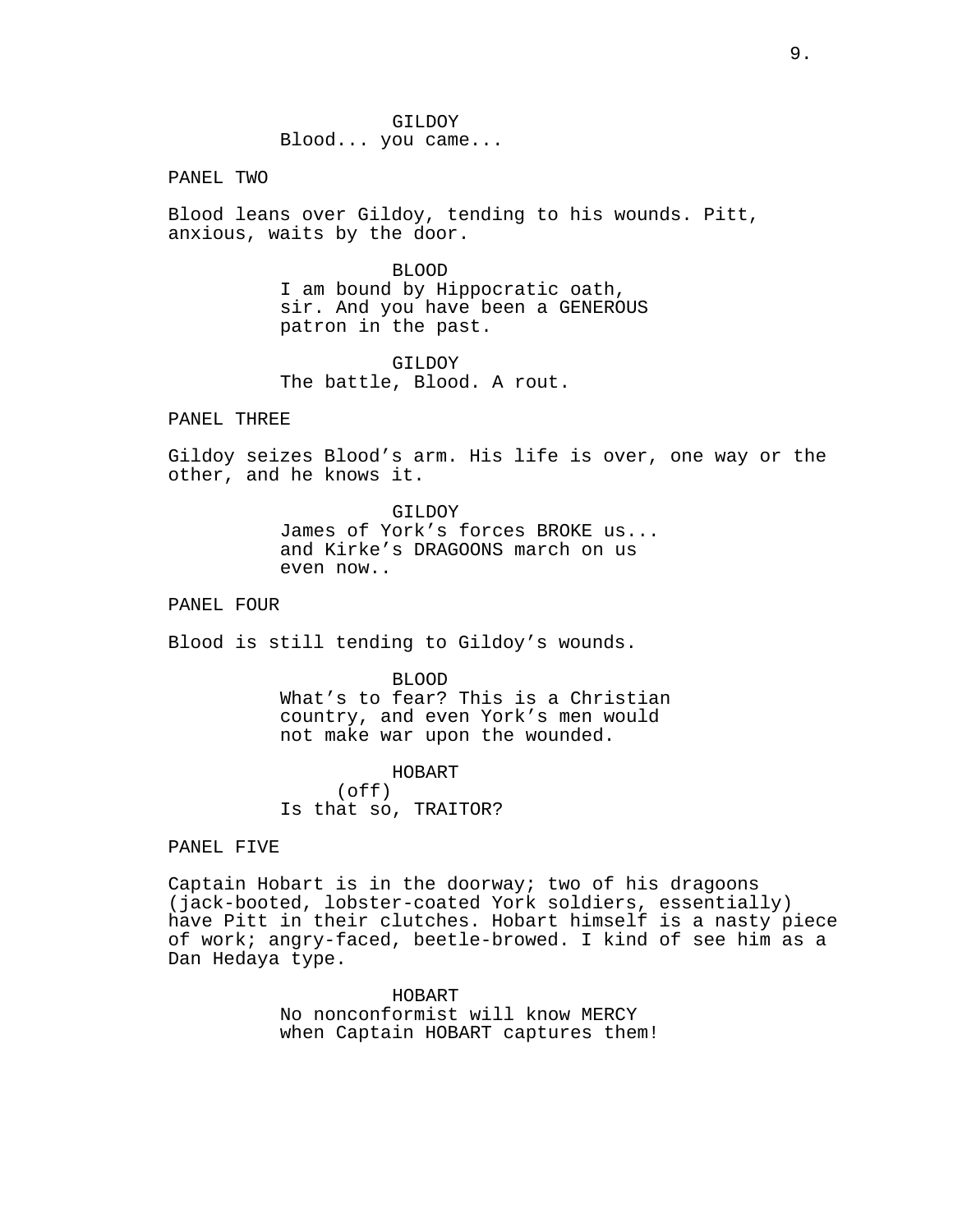GILDOY
Blood... you came...

PANEL TWO

Blood leans over Gildoy, tending to his wounds. Pitt, anxious, waits by the door.

BLOOD
I am bound by Hippocratic oath, sir. And you have been a GENEROUS patron in the past.

GILDOY
The battle, Blood. A rout.

PANEL THREE

Gildoy seizes Blood's arm. His life is over, one way or the other, and he knows it.

GILDOY
James of York's forces BROKE us... and Kirke's DRAGOONS march on us even now..

PANEL FOUR

Blood is still tending to Gildoy's wounds.

BLOOD
What's to fear? This is a Christian country, and even York's men would not make war upon the wounded.

HOBART
(off)
Is that so, TRAITOR?

PANEL FIVE

Captain Hobart is in the doorway; two of his dragoons (jack-booted, lobster-coated York soldiers, essentially) have Pitt in their clutches. Hobart himself is a nasty piece of work; angry-faced, beetle-browed. I kind of see him as a Dan Hedaya type.

HOBART
No nonconformist will know MERCY when Captain HOBART captures them!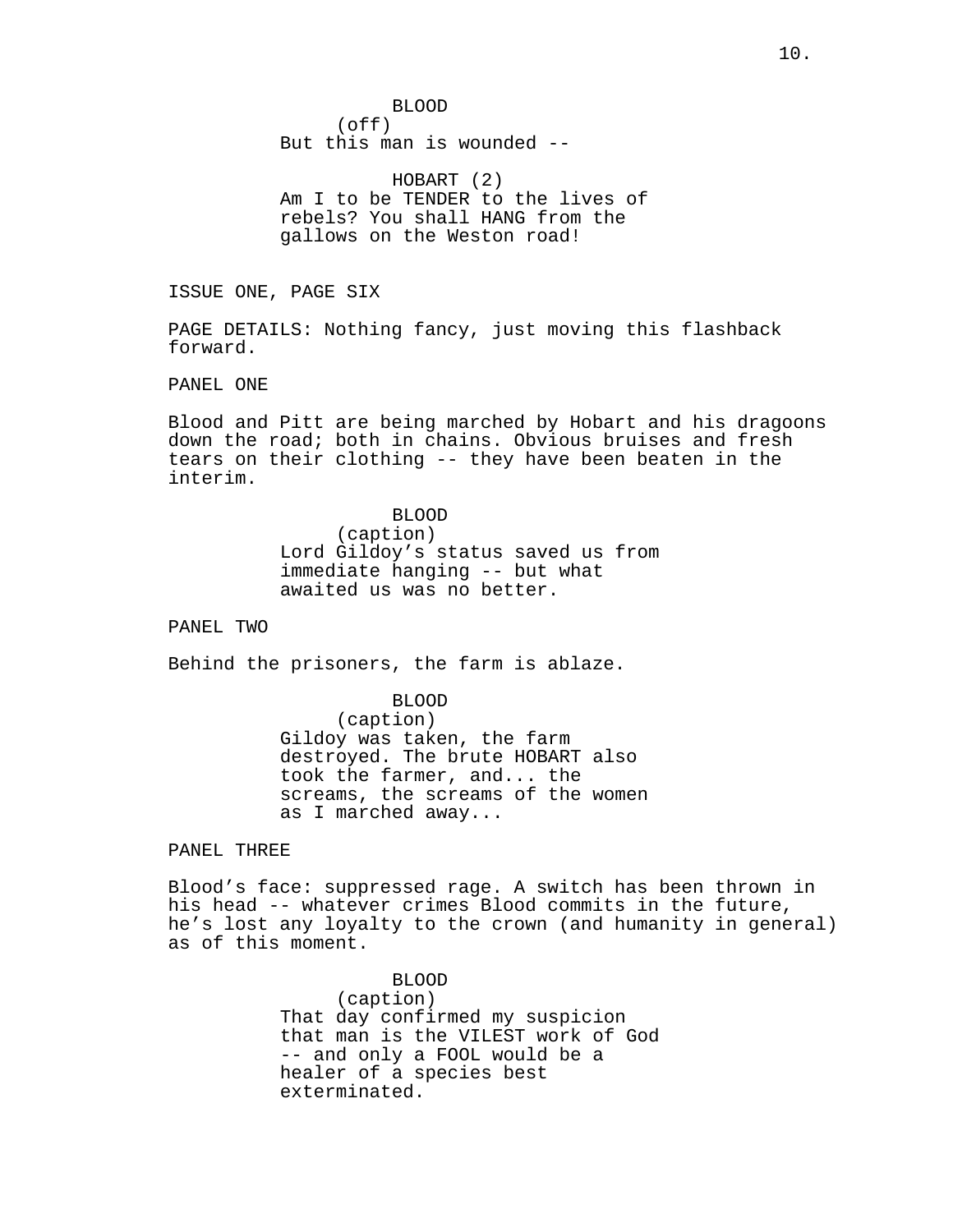BLOOD
(off)
But this man is wounded --

HOBART (2)
Am I to be TENDER to the lives of rebels? You shall HANG from the gallows on the Weston road!

ISSUE ONE, PAGE SIX

PAGE DETAILS: Nothing fancy, just moving this flashback forward.

PANEL ONE

Blood and Pitt are being marched by Hobart and his dragoons down the road; both in chains. Obvious bruises and fresh tears on their clothing -- they have been beaten in the interim.

BLOOD
(caption)
Lord Gildoy's status saved us from immediate hanging -- but what awaited us was no better.

PANEL TWO

Behind the prisoners, the farm is ablaze.

BLOOD
(caption)
Gildoy was taken, the farm destroyed. The brute HOBART also took the farmer, and... the screams, the screams of the women as I marched away...

PANEL THREE

Blood's face: suppressed rage. A switch has been thrown in his head -- whatever crimes Blood commits in the future, he's lost any loyalty to the crown (and humanity in general) as of this moment.

BLOOD
(caption)
That day confirmed my suspicion that man is the VILEST work of God -- and only a FOOL would be a healer of a species best exterminated.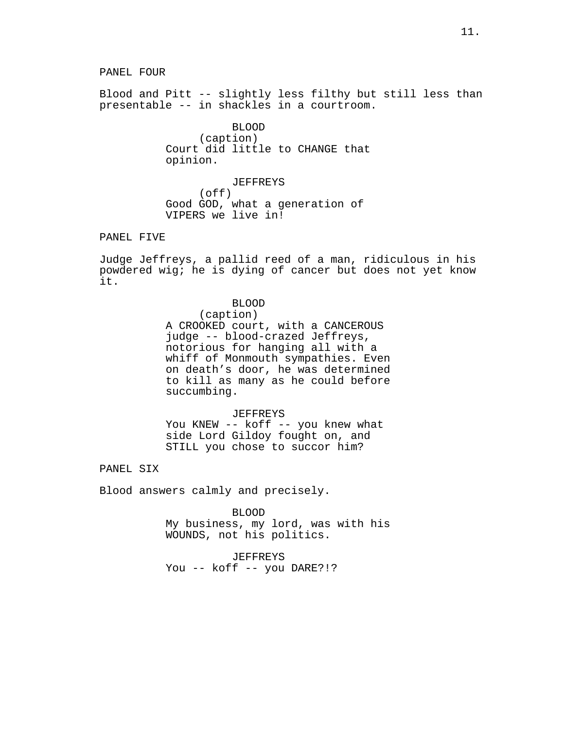PANEL FOUR

Blood and Pitt -- slightly less filthy but still less than presentable -- in shackles in a courtroom.

BLOOD
(caption)
Court did little to CHANGE that opinion.

JEFFREYS
(off)
Good GOD, what a generation of VIPERS we live in!

PANEL FIVE

Judge Jeffreys, a pallid reed of a man, ridiculous in his powdered wig; he is dying of cancer but does not yet know it.

BLOOD
(caption)
A CROOKED court, with a CANCEROUS judge -- blood-crazed Jeffreys, notorious for hanging all with a whiff of Monmouth sympathies. Even on death's door, he was determined to kill as many as he could before succumbing.

JEFFREYS
You KNEW -- koff -- you knew what side Lord Gildoy fought on, and STILL you chose to succor him?

PANEL SIX

Blood answers calmly and precisely.

BLOOD
My business, my lord, was with his WOUNDS, not his politics.

JEFFREYS
You -- koff -- you DARE?!?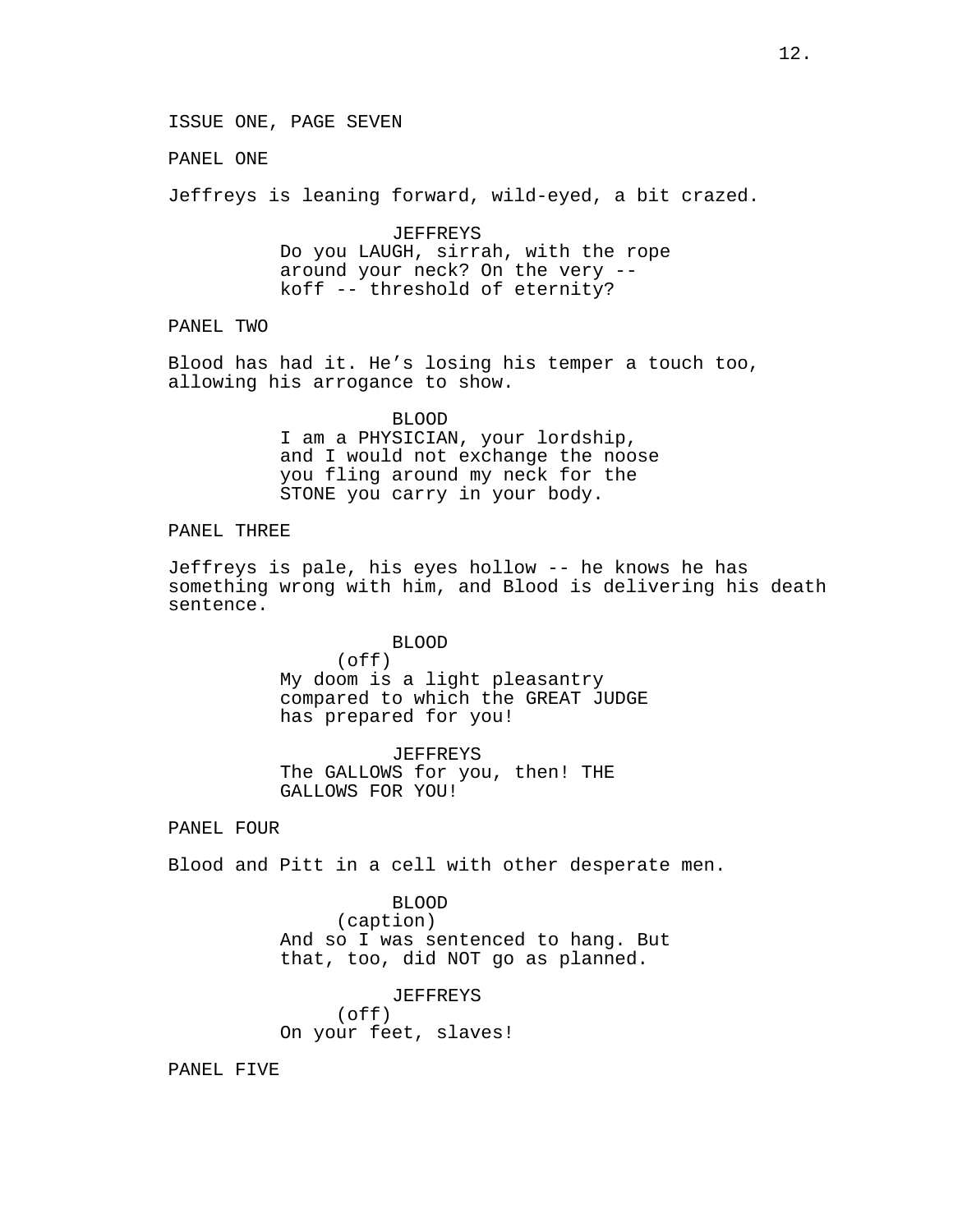ISSUE ONE, PAGE SEVEN

PANEL ONE

Jeffreys is leaning forward, wild-eyed, a bit crazed.

JEFFREYS
Do you LAUGH, sirrah, with the rope around your neck? On the very -- koff -- threshold of eternity?

PANEL TWO

Blood has had it. He's losing his temper a touch too, allowing his arrogance to show.

BLOOD
I am a PHYSICIAN, your lordship, and I would not exchange the noose you fling around my neck for the STONE you carry in your body.

PANEL THREE

Jeffreys is pale, his eyes hollow -- he knows he has something wrong with him, and Blood is delivering his death sentence.

BLOOD
(off)
My doom is a light pleasantry compared to which the GREAT JUDGE has prepared for you!

JEFFREYS
The GALLOWS for you, then! THE GALLOWS FOR YOU!

PANEL FOUR

Blood and Pitt in a cell with other desperate men.

BLOOD
(caption)
And so I was sentenced to hang. But that, too, did NOT go as planned.

JEFFREYS
(off)
On your feet, slaves!

PANEL FIVE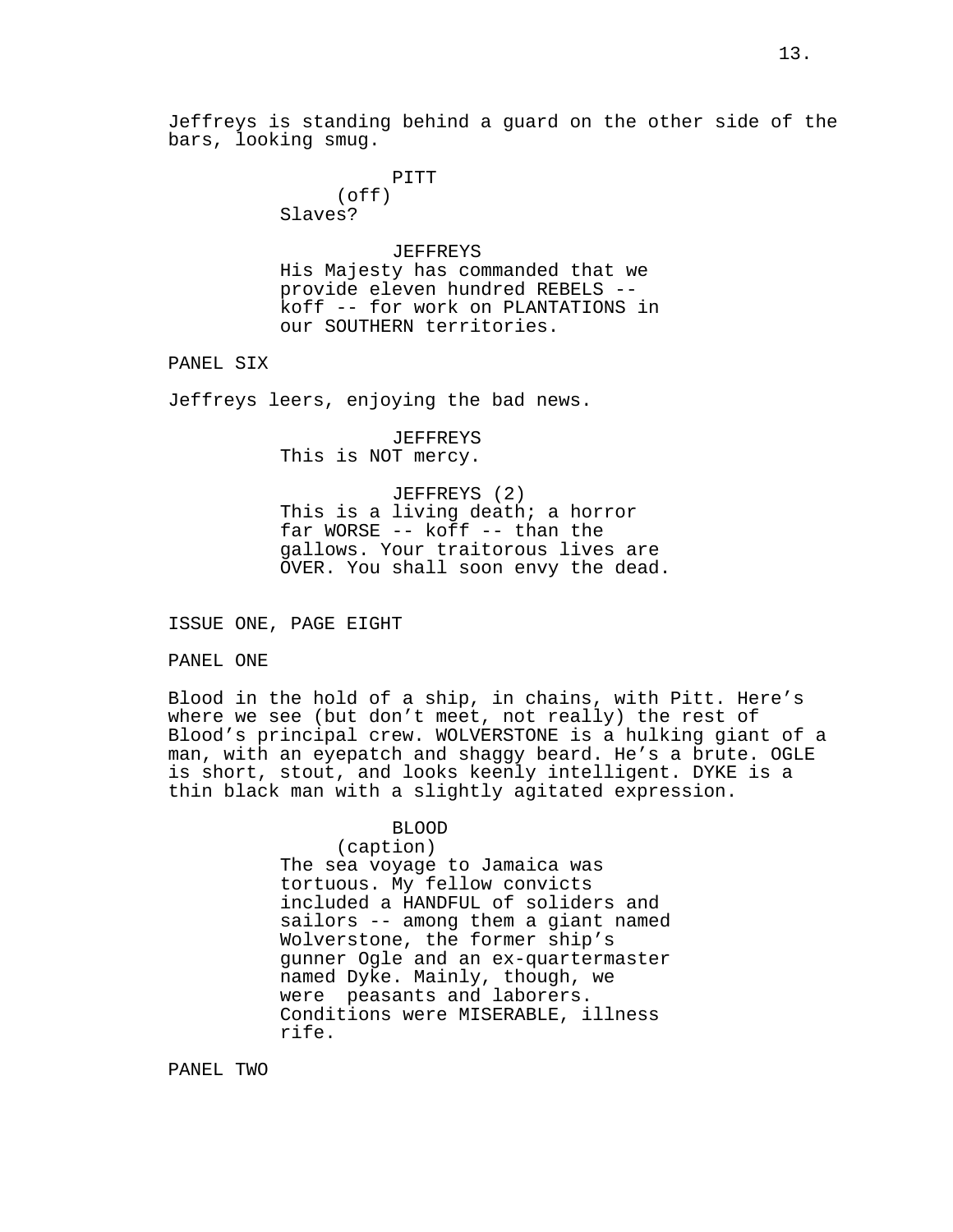Jeffreys is standing behind a guard on the other side of the bars, looking smug.

PITT
(off)
Slaves?

JEFFREYS
His Majesty has commanded that we provide eleven hundred REBELS -- koff -- for work on PLANTATIONS in our SOUTHERN territories.

PANEL SIX

Jeffreys leers, enjoying the bad news.

JEFFREYS
This is NOT mercy.

JEFFREYS (2)
This is a living death; a horror far WORSE -- koff -- than the gallows. Your traitorous lives are OVER. You shall soon envy the dead.

ISSUE ONE, PAGE EIGHT

PANEL ONE

Blood in the hold of a ship, in chains, with Pitt. Here's where we see (but don't meet, not really) the rest of Blood's principal crew. WOLVERSTONE is a hulking giant of a man, with an eyepatch and shaggy beard. He's a brute. OGLE is short, stout, and looks keenly intelligent. DYKE is a thin black man with a slightly agitated expression.

BLOOD
(caption)
The sea voyage to Jamaica was tortuous. My fellow convicts included a HANDFUL of soliders and sailors -- among them a giant named Wolverstone, the former ship's gunner Ogle and an ex-quartermaster named Dyke. Mainly, though, we were  peasants and laborers. Conditions were MISERABLE, illness rife.

PANEL TWO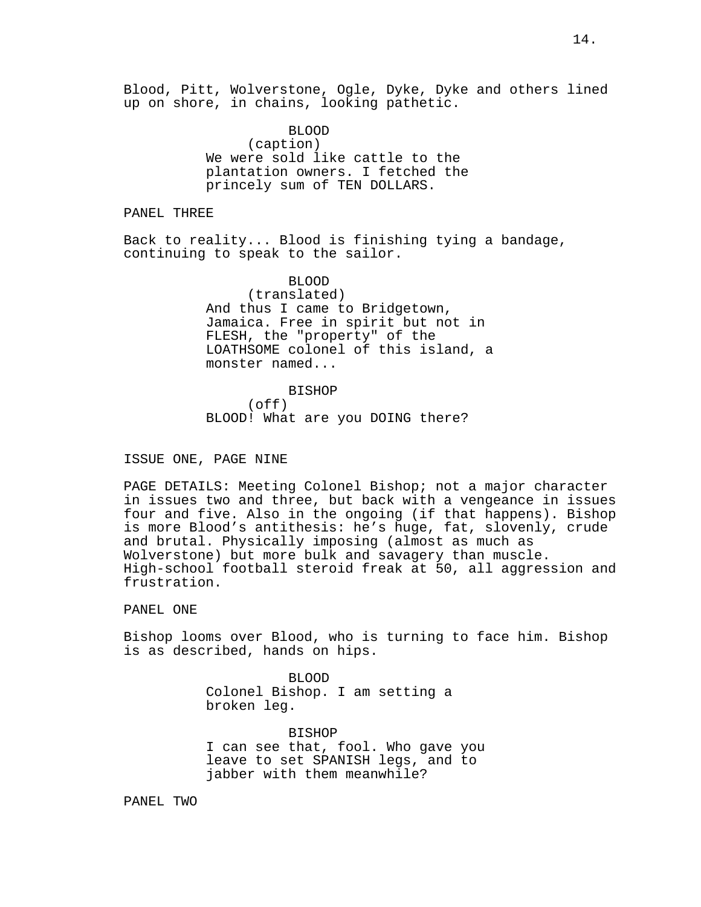Blood, Pitt, Wolverstone, Ogle, Dyke, Dyke and others lined up on shore, in chains, looking pathetic.

BLOOD
(caption)
We were sold like cattle to the plantation owners. I fetched the princely sum of TEN DOLLARS.

PANEL THREE

Back to reality... Blood is finishing tying a bandage, continuing to speak to the sailor.

BLOOD
(translated)
And thus I came to Bridgetown, Jamaica. Free in spirit but not in FLESH, the "property" of the LOATHSOME colonel of this island, a monster named...

BISHOP
(off)
BLOOD! What are you DOING there?

ISSUE ONE, PAGE NINE

PAGE DETAILS: Meeting Colonel Bishop; not a major character in issues two and three, but back with a vengeance in issues four and five. Also in the ongoing (if that happens). Bishop is more Blood's antithesis: he's huge, fat, slovenly, crude and brutal. Physically imposing (almost as much as Wolverstone) but more bulk and savagery than muscle. High-school football steroid freak at 50, all aggression and frustration.

PANEL ONE

Bishop looms over Blood, who is turning to face him. Bishop is as described, hands on hips.

BLOOD
Colonel Bishop. I am setting a broken leg.

BISHOP
I can see that, fool. Who gave you leave to set SPANISH legs, and to jabber with them meanwhile?

PANEL TWO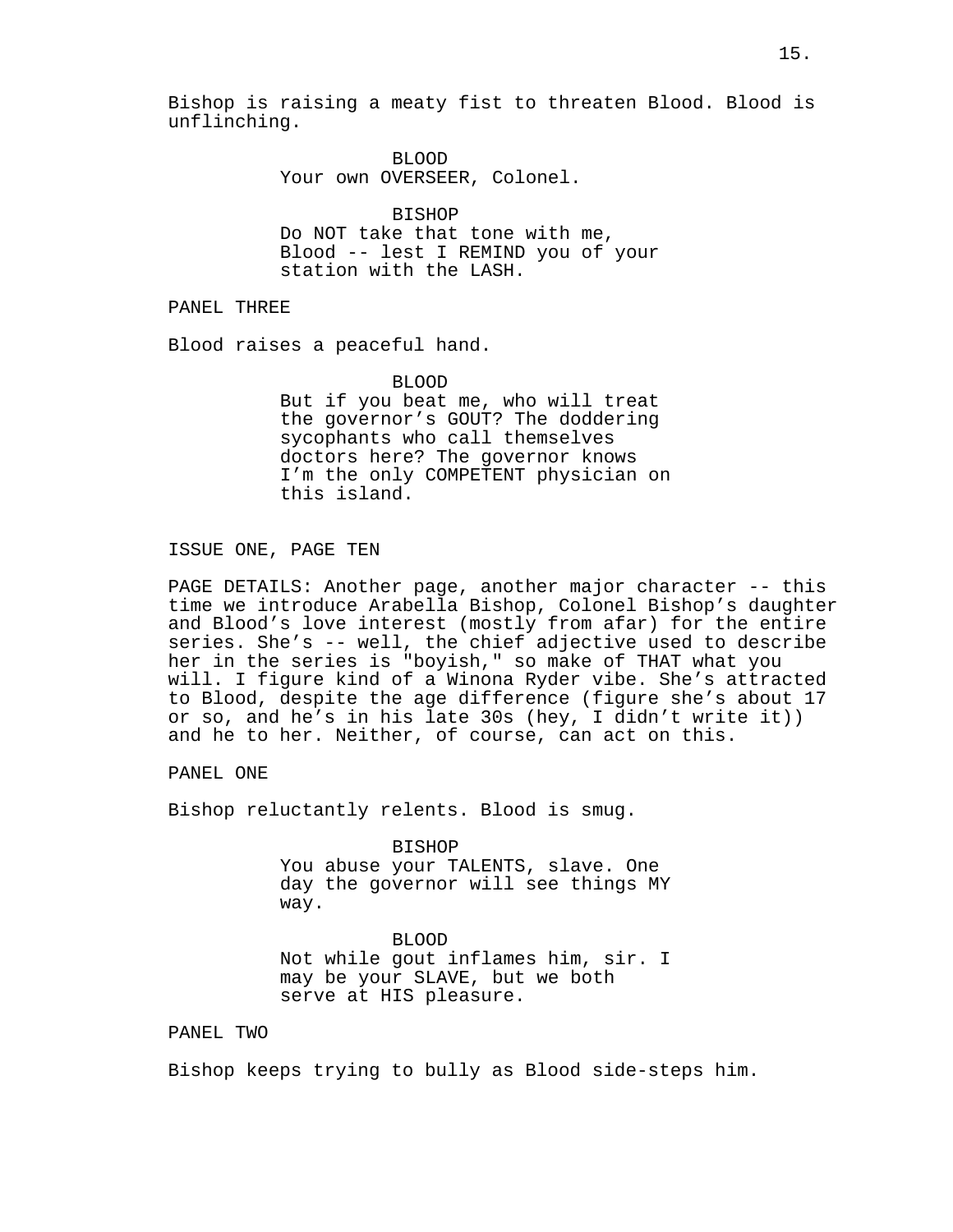Bishop is raising a meaty fist to threaten Blood. Blood is unflinching.

BLOOD
Your own OVERSEER, Colonel.

BISHOP
Do NOT take that tone with me, Blood -- lest I REMIND you of your station with the LASH.

PANEL THREE

Blood raises a peaceful hand.

BLOOD
But if you beat me, who will treat the governor's GOUT? The doddering sycophants who call themselves doctors here? The governor knows I'm the only COMPETENT physician on this island.

ISSUE ONE, PAGE TEN

PAGE DETAILS: Another page, another major character -- this time we introduce Arabella Bishop, Colonel Bishop's daughter and Blood's love interest (mostly from afar) for the entire series. She's -- well, the chief adjective used to describe her in the series is "boyish," so make of THAT what you will. I figure kind of a Winona Ryder vibe. She's attracted to Blood, despite the age difference (figure she's about 17 or so, and he's in his late 30s (hey, I didn't write it)) and he to her. Neither, of course, can act on this.

PANEL ONE

Bishop reluctantly relents. Blood is smug.

BISHOP
You abuse your TALENTS, slave. One day the governor will see things MY way.

BLOOD
Not while gout inflames him, sir. I may be your SLAVE, but we both serve at HIS pleasure.

PANEL TWO

Bishop keeps trying to bully as Blood side-steps him.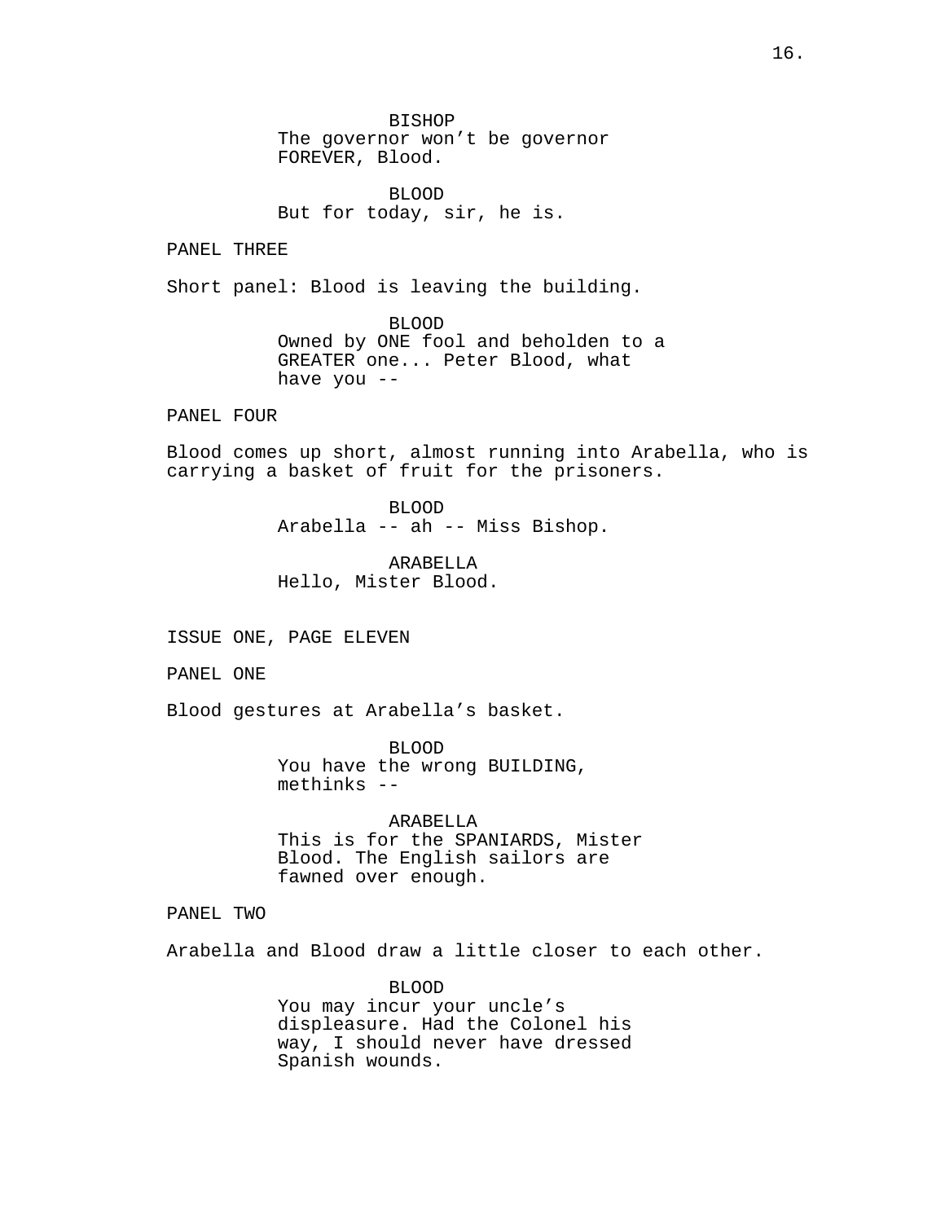BISHOP
The governor won't be governor FOREVER, Blood.

BLOOD
But for today, sir, he is.

PANEL THREE

Short panel: Blood is leaving the building.

BLOOD
Owned by ONE fool and beholden to a GREATER one... Peter Blood, what have you --

PANEL FOUR

Blood comes up short, almost running into Arabella, who is carrying a basket of fruit for the prisoners.

BLOOD
Arabella -- ah -- Miss Bishop.

ARABELLA
Hello, Mister Blood.

ISSUE ONE, PAGE ELEVEN

PANEL ONE

Blood gestures at Arabella's basket.

BLOOD
You have the wrong BUILDING, methinks --

ARABELLA
This is for the SPANIARDS, Mister Blood. The English sailors are fawned over enough.

PANEL TWO

Arabella and Blood draw a little closer to each other.

BLOOD
You may incur your uncle's displeasure. Had the Colonel his way, I should never have dressed Spanish wounds.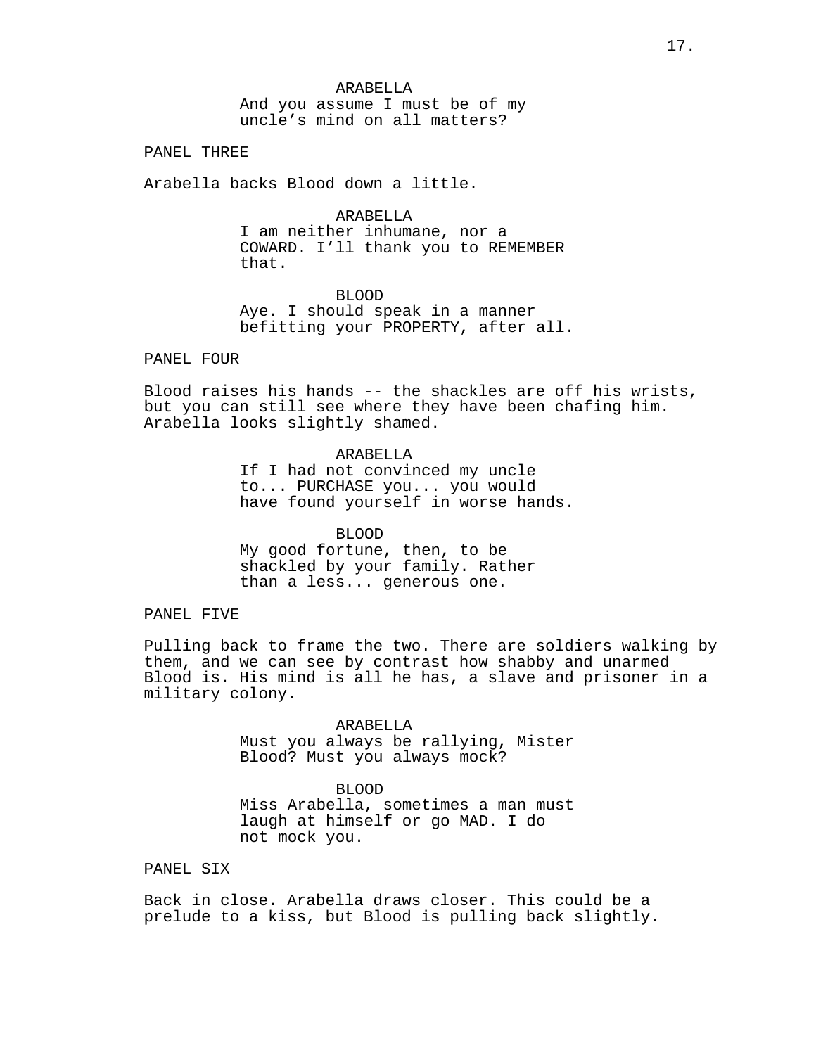ARABELLA
And you assume I must be of my uncle's mind on all matters?

PANEL THREE

Arabella backs Blood down a little.

ARABELLA
I am neither inhumane, nor a COWARD. I'll thank you to REMEMBER that.

BLOOD
Aye. I should speak in a manner befitting your PROPERTY, after all.

PANEL FOUR

Blood raises his hands -- the shackles are off his wrists, but you can still see where they have been chafing him. Arabella looks slightly shamed.

ARABELLA
If I had not convinced my uncle to... PURCHASE you... you would have found yourself in worse hands.

BLOOD
My good fortune, then, to be shackled by your family. Rather than a less... generous one.

PANEL FIVE

Pulling back to frame the two. There are soldiers walking by them, and we can see by contrast how shabby and unarmed Blood is. His mind is all he has, a slave and prisoner in a military colony.

ARABELLA
Must you always be rallying, Mister Blood? Must you always mock?

BLOOD
Miss Arabella, sometimes a man must laugh at himself or go MAD. I do not mock you.

PANEL SIX

Back in close. Arabella draws closer. This could be a prelude to a kiss, but Blood is pulling back slightly.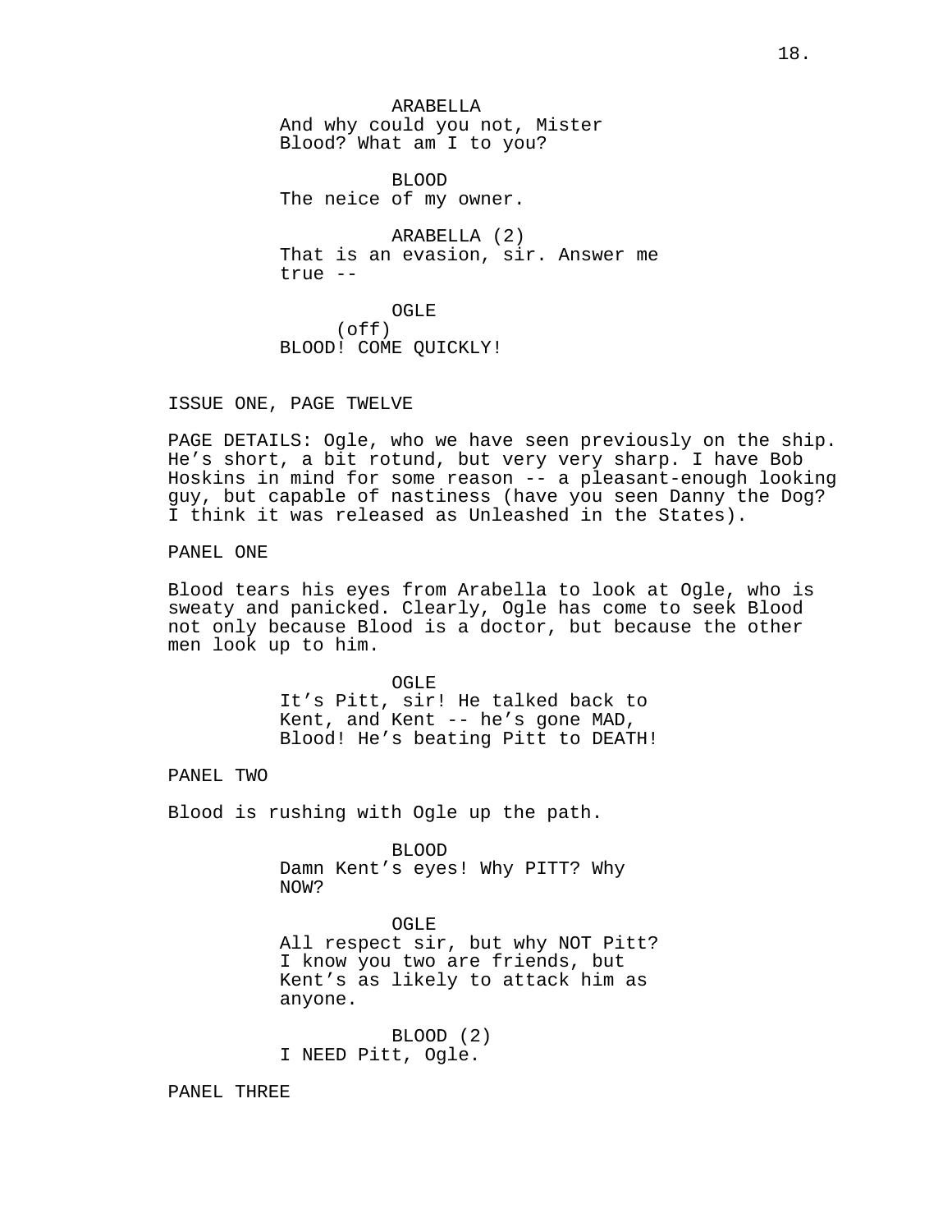ARABELLA
And why could you not, Mister Blood? What am I to you?

BLOOD
The neice of my owner.

ARABELLA (2)
That is an evasion, sir. Answer me true --

OGLE
(off)
BLOOD! COME QUICKLY!

ISSUE ONE, PAGE TWELVE

PAGE DETAILS: Ogle, who we have seen previously on the ship. He's short, a bit rotund, but very very sharp. I have Bob Hoskins in mind for some reason -- a pleasant-enough looking guy, but capable of nastiness (have you seen Danny the Dog? I think it was released as Unleashed in the States).

PANEL ONE

Blood tears his eyes from Arabella to look at Ogle, who is sweaty and panicked. Clearly, Ogle has come to seek Blood not only because Blood is a doctor, but because the other men look up to him.

OGLE
It's Pitt, sir! He talked back to Kent, and Kent -- he's gone MAD, Blood! He's beating Pitt to DEATH!

PANEL TWO

Blood is rushing with Ogle up the path.

BLOOD
Damn Kent's eyes! Why PITT? Why NOW?

OGLE
All respect sir, but why NOT Pitt? I know you two are friends, but Kent's as likely to attack him as anyone.

BLOOD (2)
I NEED Pitt, Ogle.

PANEL THREE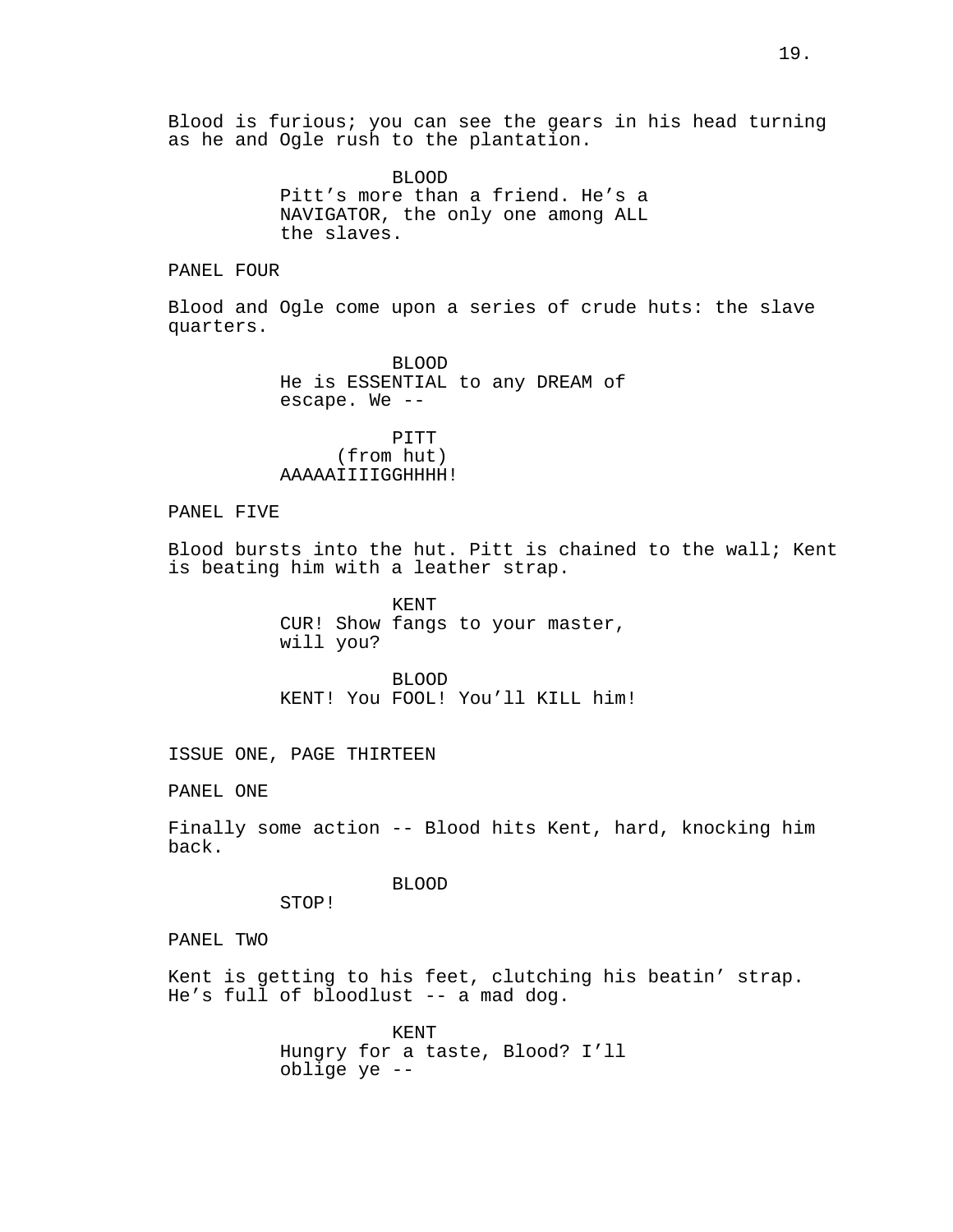Blood is furious; you can see the gears in his head turning as he and Ogle rush to the plantation.

BLOOD
Pitt's more than a friend. He's a NAVIGATOR, the only one among ALL the slaves.

PANEL FOUR

Blood and Ogle come upon a series of crude huts: the slave quarters.

BLOOD
He is ESSENTIAL to any DREAM of escape. We --

PITT
(from hut)
AAAAAIIIIGGHHHH!

PANEL FIVE

Blood bursts into the hut. Pitt is chained to the wall; Kent is beating him with a leather strap.

KENT
CUR! Show fangs to your master, will you?

BLOOD
KENT! You FOOL! You'll KILL him!

ISSUE ONE, PAGE THIRTEEN

PANEL ONE

Finally some action -- Blood hits Kent, hard, knocking him back.

BLOOD
STOP!

PANEL TWO

Kent is getting to his feet, clutching his beatin' strap. He's full of bloodlust -- a mad dog.

KENT
Hungry for a taste, Blood? I'll oblige ye --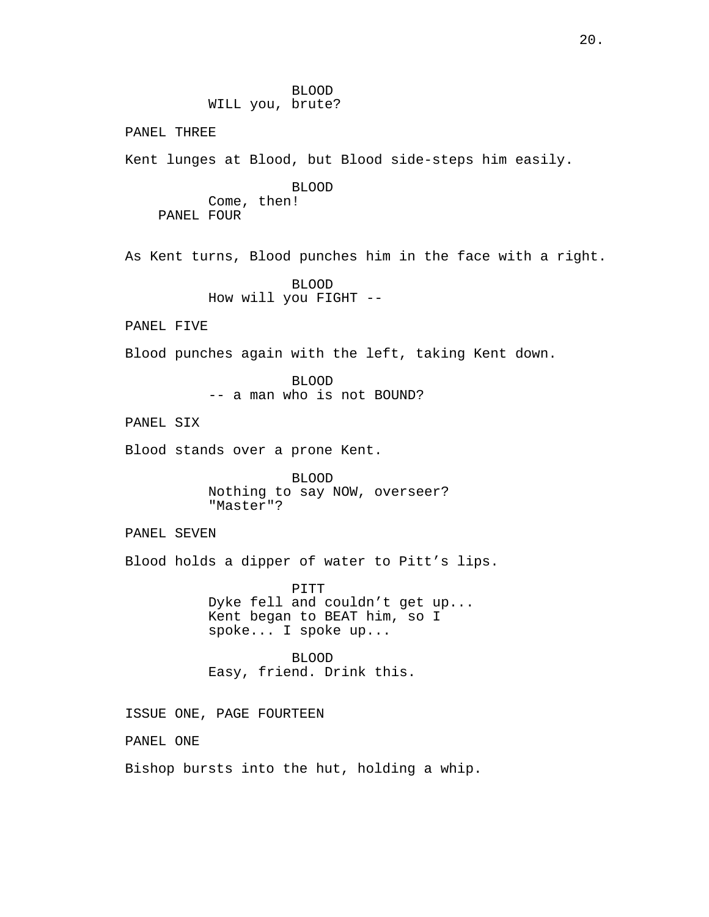BLOOD
WILL you, brute?

PANEL THREE

Kent lunges at Blood, but Blood side-steps him easily.

BLOOD
Come, then!

PANEL FOUR

As Kent turns, Blood punches him in the face with a right.

BLOOD
How will you FIGHT --

PANEL FIVE

Blood punches again with the left, taking Kent down.

BLOOD
-- a man who is not BOUND?

PANEL SIX

Blood stands over a prone Kent.

BLOOD
Nothing to say NOW, overseer? "Master"?

PANEL SEVEN

Blood holds a dipper of water to Pitt's lips.

PITT
Dyke fell and couldn't get up... Kent began to BEAT him, so I spoke... I spoke up...

BLOOD
Easy, friend. Drink this.

ISSUE ONE, PAGE FOURTEEN

PANEL ONE

Bishop bursts into the hut, holding a whip.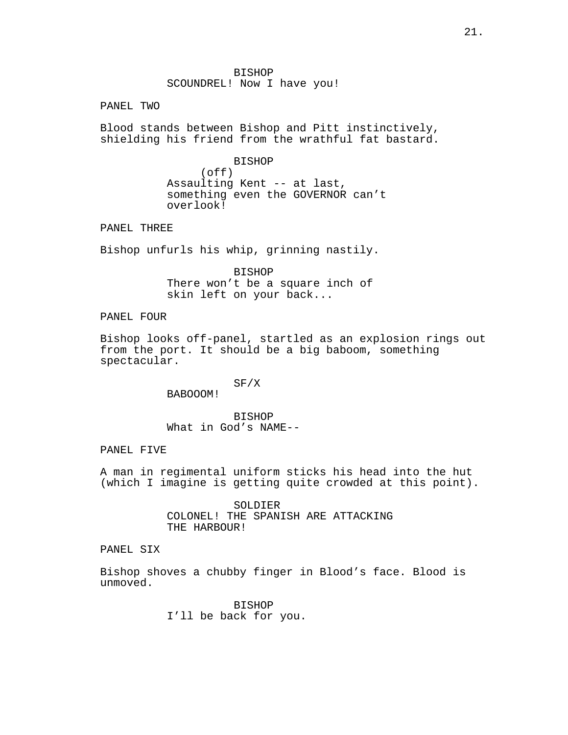BISHOP
SCOUNDREL! Now I have you!

PANEL TWO

Blood stands between Bishop and Pitt instinctively, shielding his friend from the wrathful fat bastard.

BISHOP
(off)
Assaulting Kent -- at last, something even the GOVERNOR can't overlook!

PANEL THREE

Bishop unfurls his whip, grinning nastily.

BISHOP
There won't be a square inch of skin left on your back...

PANEL FOUR

Bishop looks off-panel, startled as an explosion rings out from the port. It should be a big baboom, something spectacular.

SF/X
BABOOOM!

BISHOP
What in God's NAME--

PANEL FIVE

A man in regimental uniform sticks his head into the hut (which I imagine is getting quite crowded at this point).

SOLDIER
COLONEL! THE SPANISH ARE ATTACKING THE HARBOUR!

PANEL SIX

Bishop shoves a chubby finger in Blood's face. Blood is unmoved.

BISHOP
I'll be back for you.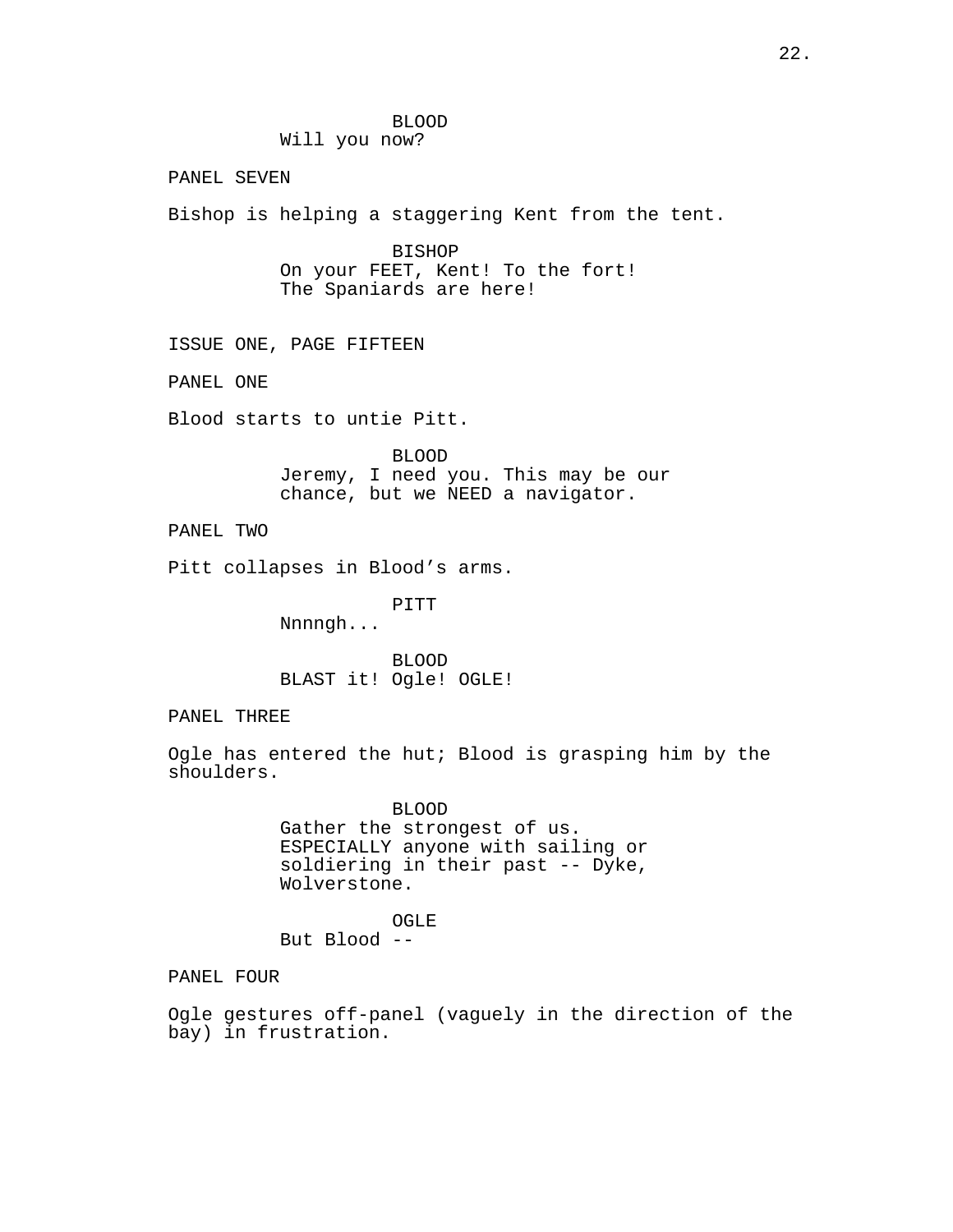BLOOD
Will you now?

PANEL SEVEN

Bishop is helping a staggering Kent from the tent.

BISHOP
On your FEET, Kent! To the fort!
The Spaniards are here!

ISSUE ONE, PAGE FIFTEEN

PANEL ONE

Blood starts to untie Pitt.

BLOOD
Jeremy, I need you. This may be our
chance, but we NEED a navigator.

PANEL TWO

Pitt collapses in Blood's arms.

PITT
Nnnngh...

BLOOD
BLAST it! Ogle! OGLE!

PANEL THREE

Ogle has entered the hut; Blood is grasping him by the shoulders.

BLOOD
Gather the strongest of us.
ESPECIALLY anyone with sailing or
soldiering in their past -- Dyke,
Wolverstone.

OGLE
But Blood --

PANEL FOUR

Ogle gestures off-panel (vaguely in the direction of the bay) in frustration.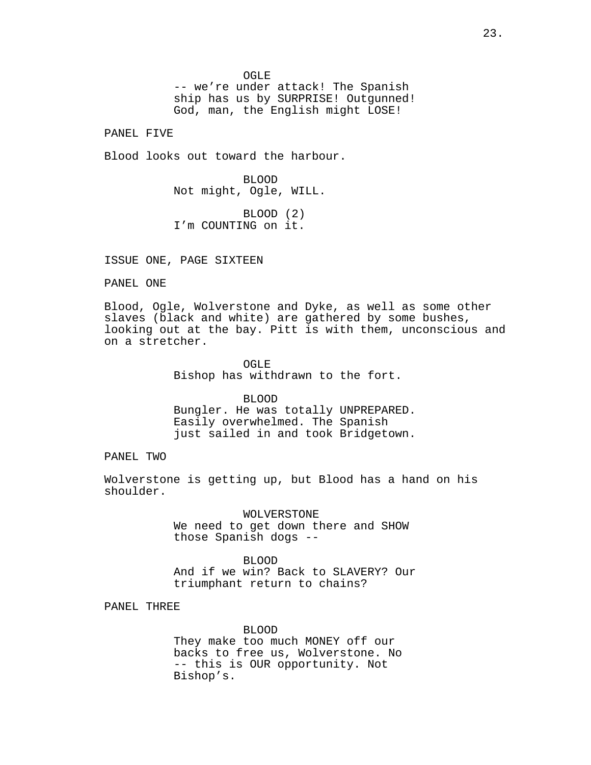OGLE
-- we're under attack! The Spanish ship has us by SURPRISE! Outgunned! God, man, the English might LOSE!

PANEL FIVE

Blood looks out toward the harbour.

BLOOD
Not might, Ogle, WILL.

BLOOD (2)
I'm COUNTING on it.

ISSUE ONE, PAGE SIXTEEN

PANEL ONE

Blood, Ogle, Wolverstone and Dyke, as well as some other slaves (black and white) are gathered by some bushes, looking out at the bay. Pitt is with them, unconscious and on a stretcher.

OGLE
Bishop has withdrawn to the fort.

BLOOD
Bungler. He was totally UNPREPARED. Easily overwhelmed. The Spanish just sailed in and took Bridgetown.

PANEL TWO

Wolverstone is getting up, but Blood has a hand on his shoulder.

WOLVERSTONE
We need to get down there and SHOW those Spanish dogs --

BLOOD
And if we win? Back to SLAVERY? Our triumphant return to chains?

PANEL THREE

BLOOD
They make too much MONEY off our backs to free us, Wolverstone. No -- this is OUR opportunity. Not Bishop's.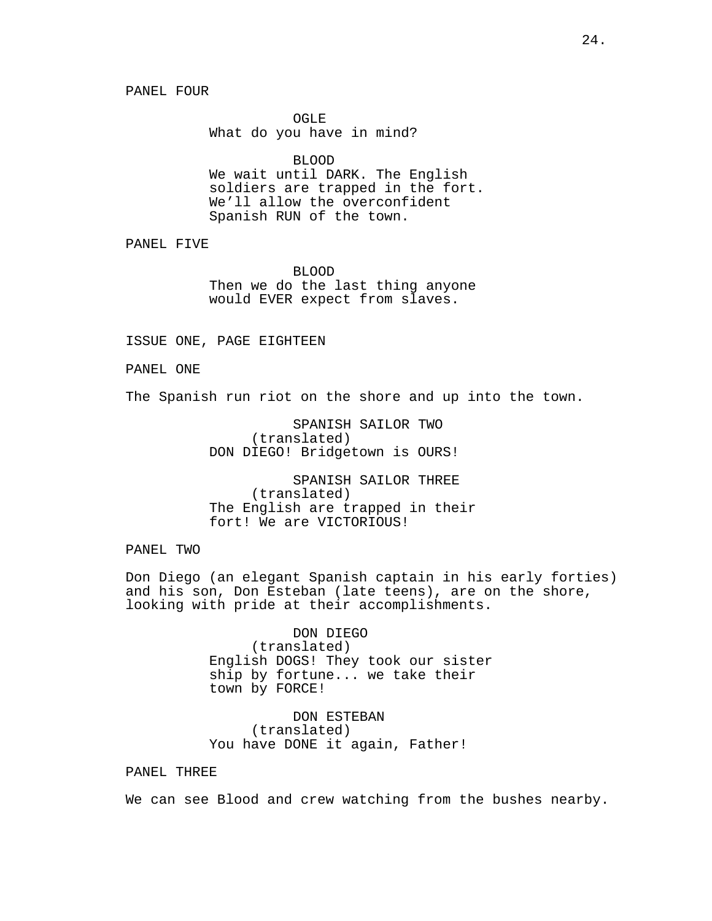PANEL FOUR

OGLE
What do you have in mind?

BLOOD
We wait until DARK. The English soldiers are trapped in the fort. We'll allow the overconfident Spanish RUN of the town.

PANEL FIVE

BLOOD
Then we do the last thing anyone would EVER expect from slaves.

ISSUE ONE, PAGE EIGHTEEN

PANEL ONE

The Spanish run riot on the shore and up into the town.

SPANISH SAILOR TWO
(translated)
DON DIEGO! Bridgetown is OURS!

SPANISH SAILOR THREE
(translated)
The English are trapped in their fort! We are VICTORIOUS!

PANEL TWO

Don Diego (an elegant Spanish captain in his early forties) and his son, Don Esteban (late teens), are on the shore, looking with pride at their accomplishments.

DON DIEGO
(translated)
English DOGS! They took our sister ship by fortune... we take their town by FORCE!

DON ESTEBAN
(translated)
You have DONE it again, Father!

PANEL THREE

We can see Blood and crew watching from the bushes nearby.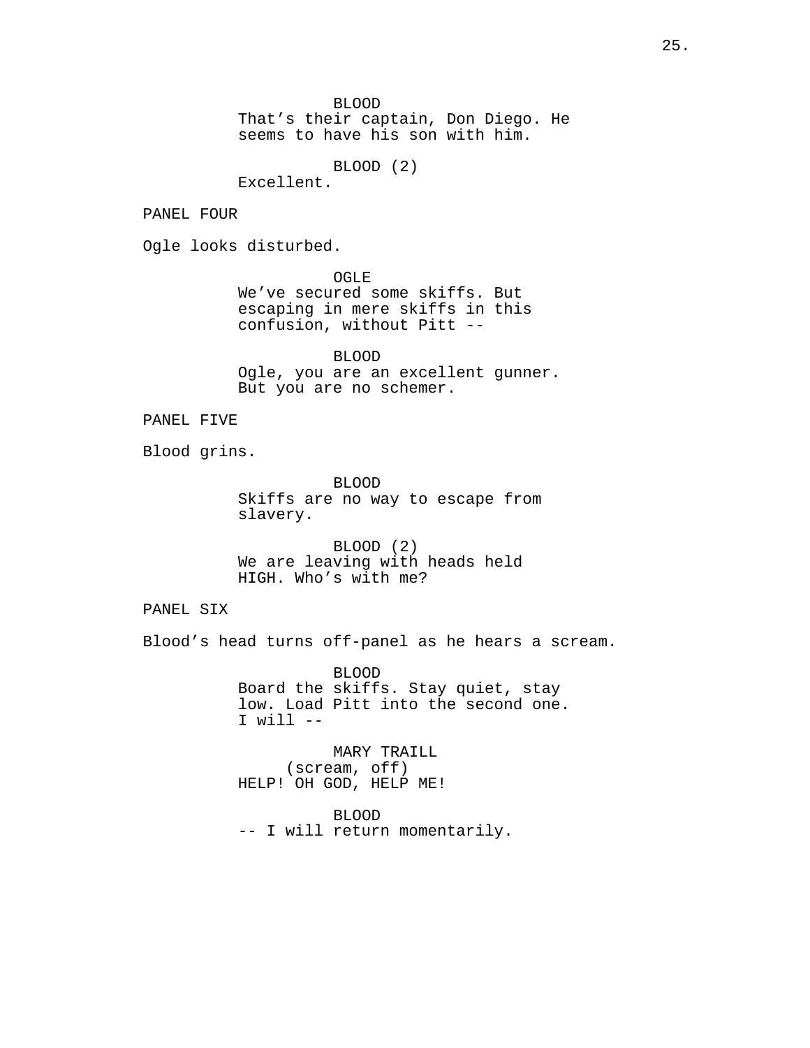BLOOD
That’s their captain, Don Diego. He seems to have his son with him.

BLOOD (2)
Excellent.

PANEL FOUR

Ogle looks disturbed.

OGLE
We’ve secured some skiffs. But escaping in mere skiffs in this confusion, without Pitt --

BLOOD
Ogle, you are an excellent gunner. But you are no schemer.

PANEL FIVE

Blood grins.

BLOOD
Skiffs are no way to escape from slavery.

BLOOD (2)
We are leaving with heads held HIGH. Who’s with me?

PANEL SIX

Blood’s head turns off-panel as he hears a scream.

BLOOD
Board the skiffs. Stay quiet, stay low. Load Pitt into the second one. I will --

MARY TRAILL
(scream, off)
HELP! OH GOD, HELP ME!

BLOOD
-- I will return momentarily.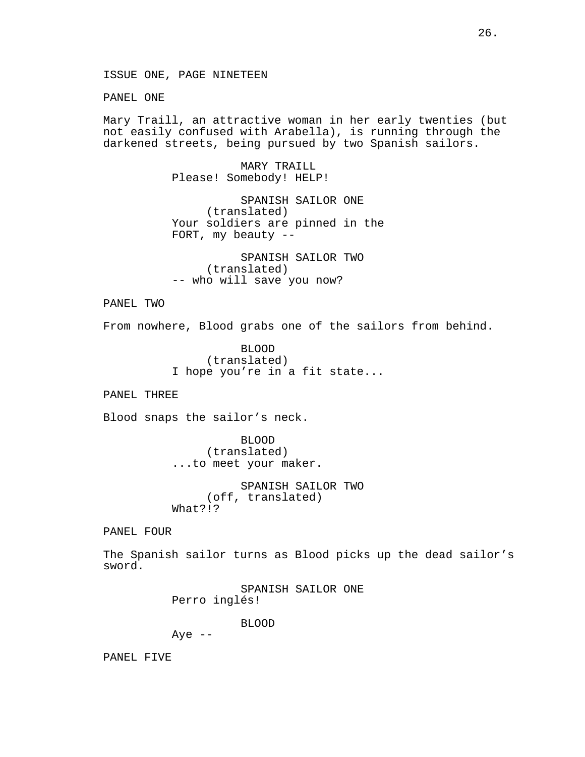ISSUE ONE, PAGE NINETEEN

PANEL ONE

Mary Traill, an attractive woman in her early twenties (but not easily confused with Arabella), is running through the darkened streets, being pursued by two Spanish sailors.

MARY TRAILL
Please! Somebody! HELP!

SPANISH SAILOR ONE
(translated)
Your soldiers are pinned in the FORT, my beauty --

SPANISH SAILOR TWO
(translated)
-- who will save you now?

PANEL TWO

From nowhere, Blood grabs one of the sailors from behind.

BLOOD
(translated)
I hope you're in a fit state...

PANEL THREE

Blood snaps the sailor's neck.

BLOOD
(translated)
...to meet your maker.

SPANISH SAILOR TWO
(off, translated)
What?!?

PANEL FOUR

The Spanish sailor turns as Blood picks up the dead sailor's sword.

SPANISH SAILOR ONE
Perro inglés!

BLOOD
Aye --

PANEL FIVE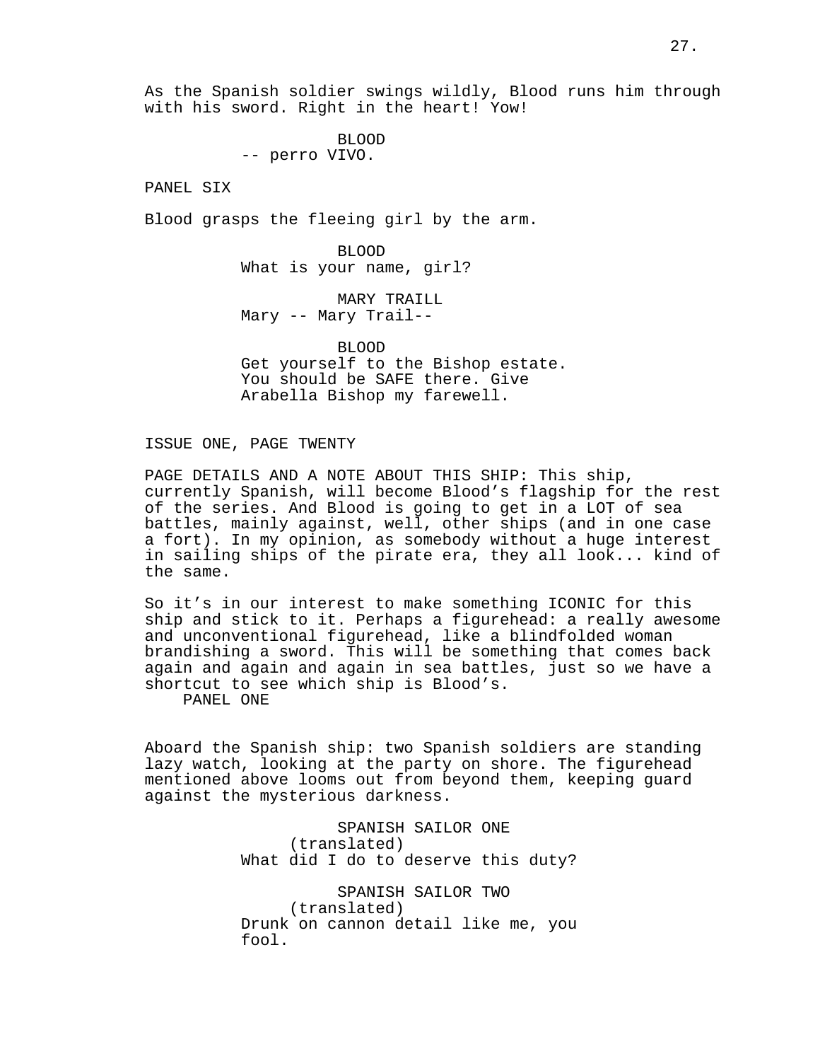As the Spanish soldier swings wildly, Blood runs him through with his sword. Right in the heart! Yow!

BLOOD
-- perro VIVO.

PANEL SIX

Blood grasps the fleeing girl by the arm.

BLOOD
What is your name, girl?

MARY TRAILL
Mary -- Mary Trail--

BLOOD
Get yourself to the Bishop estate. You should be SAFE there. Give Arabella Bishop my farewell.

ISSUE ONE, PAGE TWENTY

PAGE DETAILS AND A NOTE ABOUT THIS SHIP: This ship, currently Spanish, will become Blood's flagship for the rest of the series. And Blood is going to get in a LOT of sea battles, mainly against, well, other ships (and in one case a fort). In my opinion, as somebody without a huge interest in sailing ships of the pirate era, they all look... kind of the same.

So it's in our interest to make something ICONIC for this ship and stick to it. Perhaps a figurehead: a really awesome and unconventional figurehead, like a blindfolded woman brandishing a sword. This will be something that comes back again and again and again in sea battles, just so we have a shortcut to see which ship is Blood's.

PANEL ONE

Aboard the Spanish ship: two Spanish soldiers are standing lazy watch, looking at the party on shore. The figurehead mentioned above looms out from beyond them, keeping guard against the mysterious darkness.

SPANISH SAILOR ONE
(translated)
What did I do to deserve this duty?

SPANISH SAILOR TWO
(translated)
Drunk on cannon detail like me, you fool.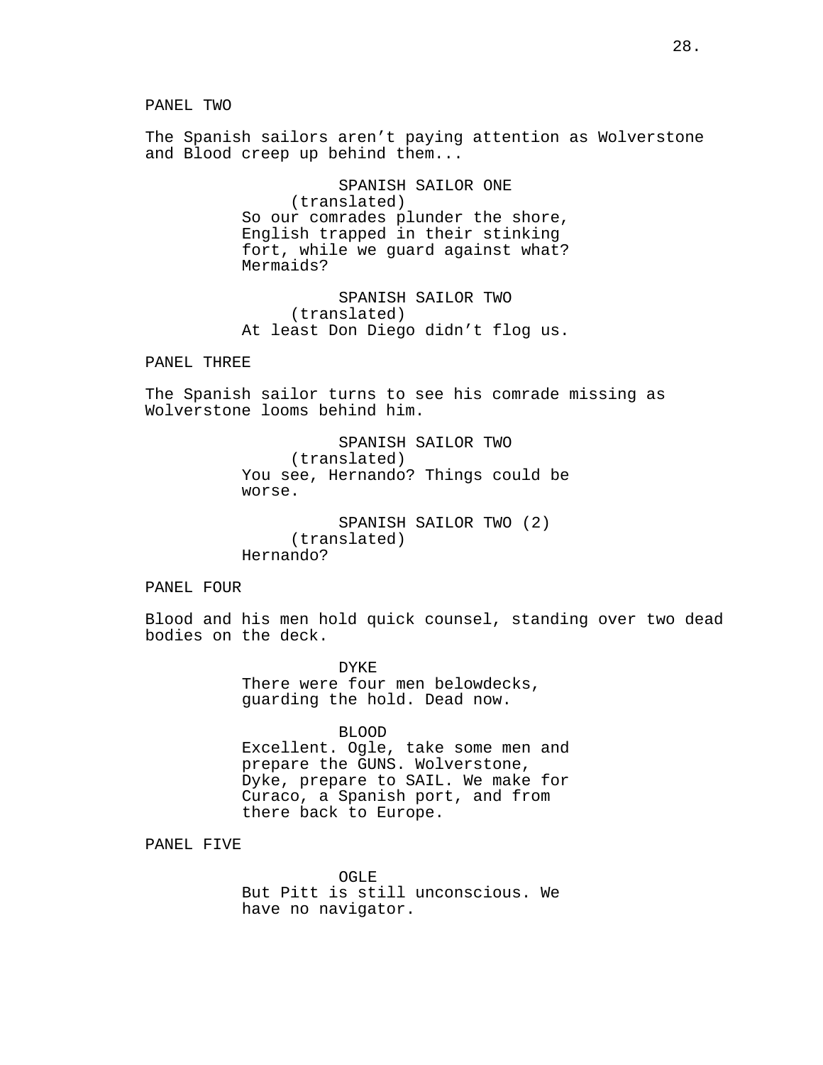PANEL TWO

The Spanish sailors aren't paying attention as Wolverstone and Blood creep up behind them...

SPANISH SAILOR ONE
(translated)
So our comrades plunder the shore, English trapped in their stinking fort, while we guard against what? Mermaids?

SPANISH SAILOR TWO
(translated)
At least Don Diego didn't flog us.

PANEL THREE

The Spanish sailor turns to see his comrade missing as Wolverstone looms behind him.

SPANISH SAILOR TWO
(translated)
You see, Hernando? Things could be worse.

SPANISH SAILOR TWO (2)
(translated)
Hernando?

PANEL FOUR

Blood and his men hold quick counsel, standing over two dead bodies on the deck.

DYKE
There were four men belowdecks, guarding the hold. Dead now.

BLOOD
Excellent. Ogle, take some men and prepare the GUNS. Wolverstone, Dyke, prepare to SAIL. We make for Curaco, a Spanish port, and from there back to Europe.

PANEL FIVE

OGLE
But Pitt is still unconscious. We have no navigator.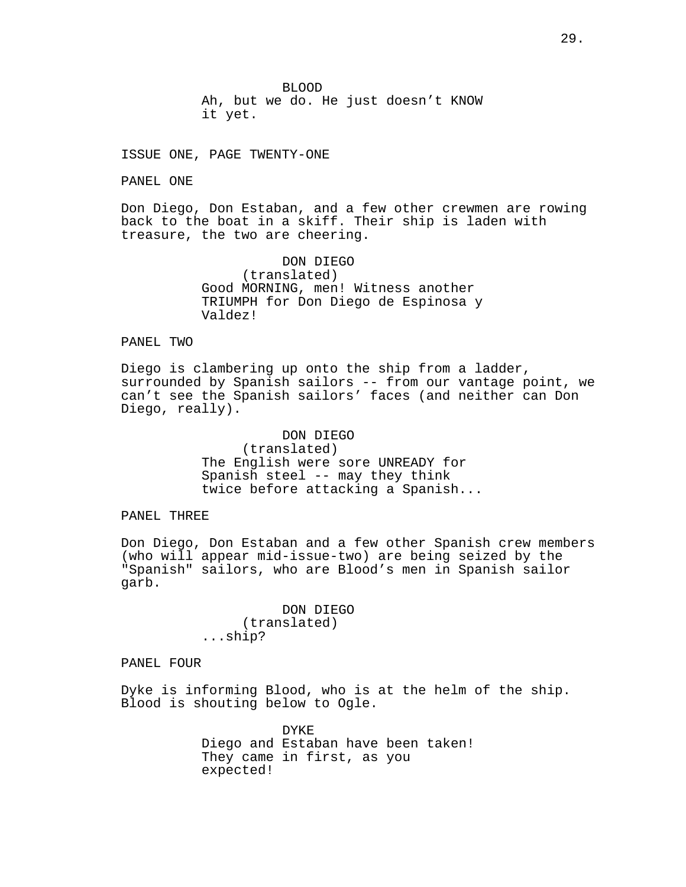BLOOD
Ah, but we do. He just doesn't KNOW it yet.

ISSUE ONE, PAGE TWENTY-ONE

PANEL ONE

Don Diego, Don Estaban, and a few other crewmen are rowing back to the boat in a skiff. Their ship is laden with treasure, the two are cheering.

DON DIEGO
(translated)
Good MORNING, men! Witness another TRIUMPH for Don Diego de Espinosa y Valdez!

PANEL TWO

Diego is clambering up onto the ship from a ladder, surrounded by Spanish sailors -- from our vantage point, we can't see the Spanish sailors' faces (and neither can Don Diego, really).

DON DIEGO
(translated)
The English were sore UNREADY for Spanish steel -- may they think twice before attacking a Spanish...

PANEL THREE

Don Diego, Don Estaban and a few other Spanish crew members (who will appear mid-issue-two) are being seized by the "Spanish" sailors, who are Blood's men in Spanish sailor garb.

DON DIEGO
(translated)
...ship?

PANEL FOUR

Dyke is informing Blood, who is at the helm of the ship. Blood is shouting below to Ogle.

DYKE
Diego and Estaban have been taken! They came in first, as you expected!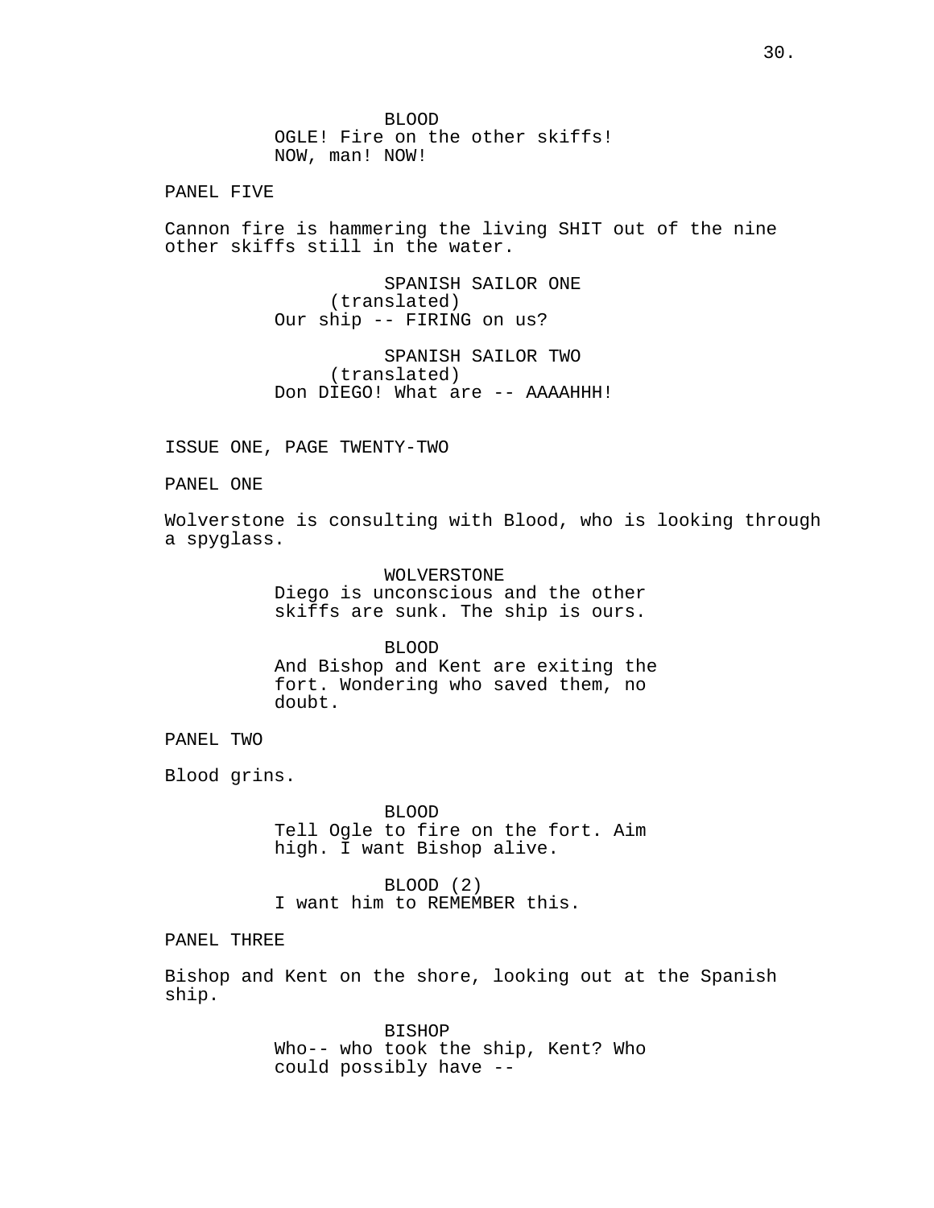BLOOD
OGLE! Fire on the other skiffs!
NOW, man! NOW!

PANEL FIVE

Cannon fire is hammering the living SHIT out of the nine other skiffs still in the water.

SPANISH SAILOR ONE
(translated)
Our ship -- FIRING on us?

SPANISH SAILOR TWO
(translated)
Don DIEGO! What are -- AAAAHHH!

ISSUE ONE, PAGE TWENTY-TWO

PANEL ONE

Wolverstone is consulting with Blood, who is looking through a spyglass.

WOLVERSTONE
Diego is unconscious and the other skiffs are sunk. The ship is ours.

BLOOD
And Bishop and Kent are exiting the fort. Wondering who saved them, no doubt.

PANEL TWO

Blood grins.

BLOOD
Tell Ogle to fire on the fort. Aim high. I want Bishop alive.

BLOOD (2)
I want him to REMEMBER this.

PANEL THREE

Bishop and Kent on the shore, looking out at the Spanish ship.

BISHOP
Who-- who took the ship, Kent? Who could possibly have --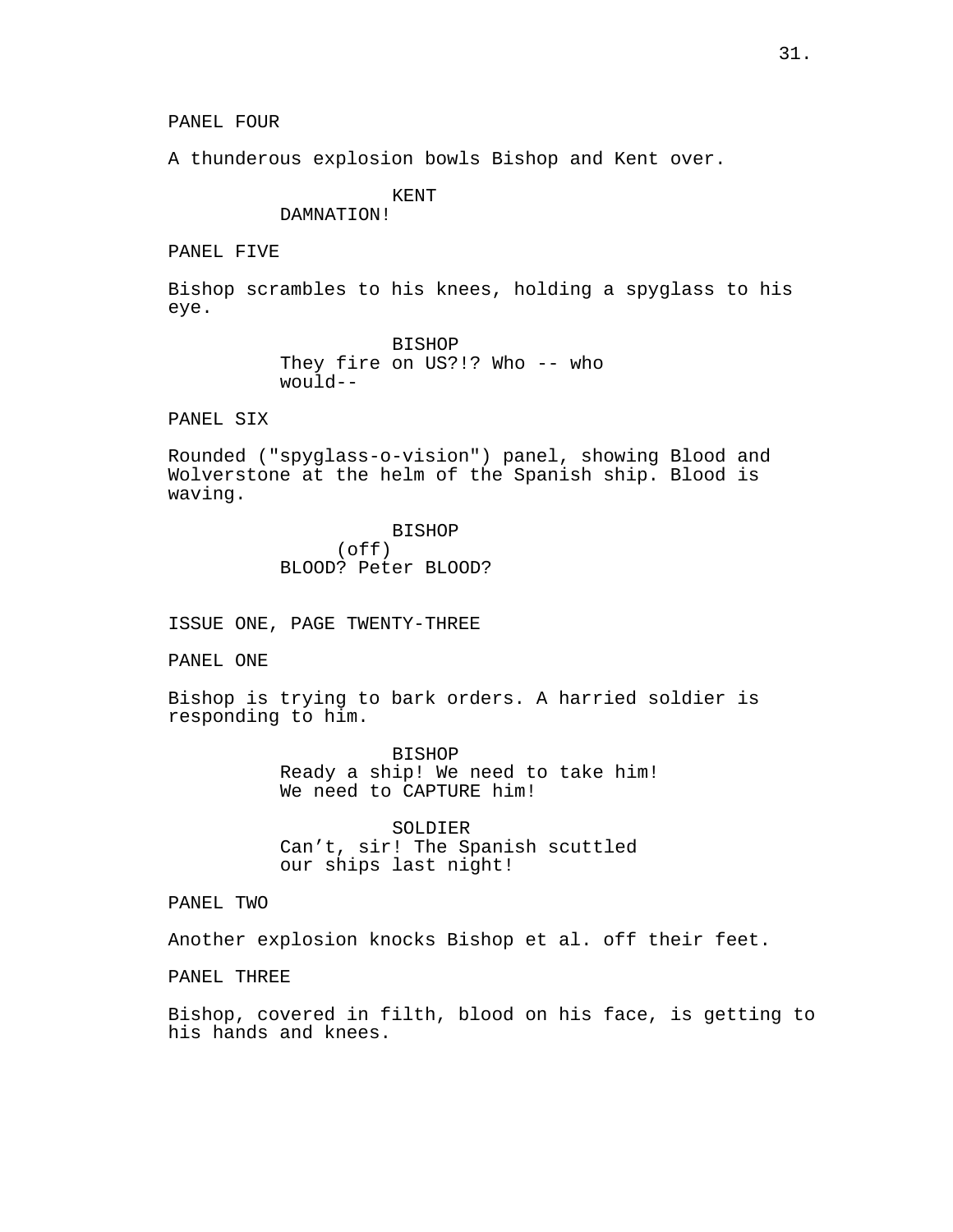PANEL FOUR

A thunderous explosion bowls Bishop and Kent over.

KENT
DAMNATION!

PANEL FIVE

Bishop scrambles to his knees, holding a spyglass to his eye.

BISHOP
They fire on US?!? Who -- who would--

PANEL SIX

Rounded ("spyglass-o-vision") panel, showing Blood and Wolverstone at the helm of the Spanish ship. Blood is waving.

BISHOP
(off)
BLOOD? Peter BLOOD?

ISSUE ONE, PAGE TWENTY-THREE

PANEL ONE

Bishop is trying to bark orders. A harried soldier is responding to him.

BISHOP
Ready a ship! We need to take him! We need to CAPTURE him!

SOLDIER
Can't, sir! The Spanish scuttled our ships last night!

PANEL TWO

Another explosion knocks Bishop et al. off their feet.

PANEL THREE

Bishop, covered in filth, blood on his face, is getting to his hands and knees.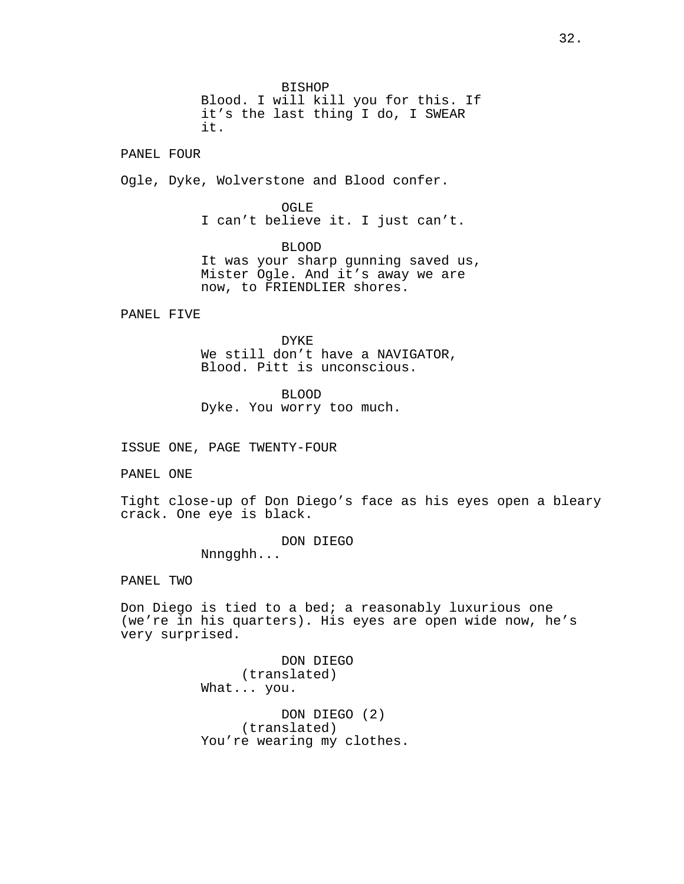BISHOP
Blood. I will kill you for this. If it's the last thing I do, I SWEAR it.

PANEL FOUR

Ogle, Dyke, Wolverstone and Blood confer.

OGLE
I can't believe it. I just can't.

BLOOD
It was your sharp gunning saved us, Mister Ogle. And it's away we are now, to FRIENDLIER shores.

PANEL FIVE

DYKE
We still don't have a NAVIGATOR, Blood. Pitt is unconscious.

BLOOD
Dyke. You worry too much.

ISSUE ONE, PAGE TWENTY-FOUR

PANEL ONE

Tight close-up of Don Diego's face as his eyes open a bleary crack. One eye is black.

DON DIEGO
Nnngghh...

PANEL TWO

Don Diego is tied to a bed; a reasonably luxurious one (we're in his quarters). His eyes are open wide now, he's very surprised.

DON DIEGO
(translated)
What... you.

DON DIEGO (2)
(translated)
You're wearing my clothes.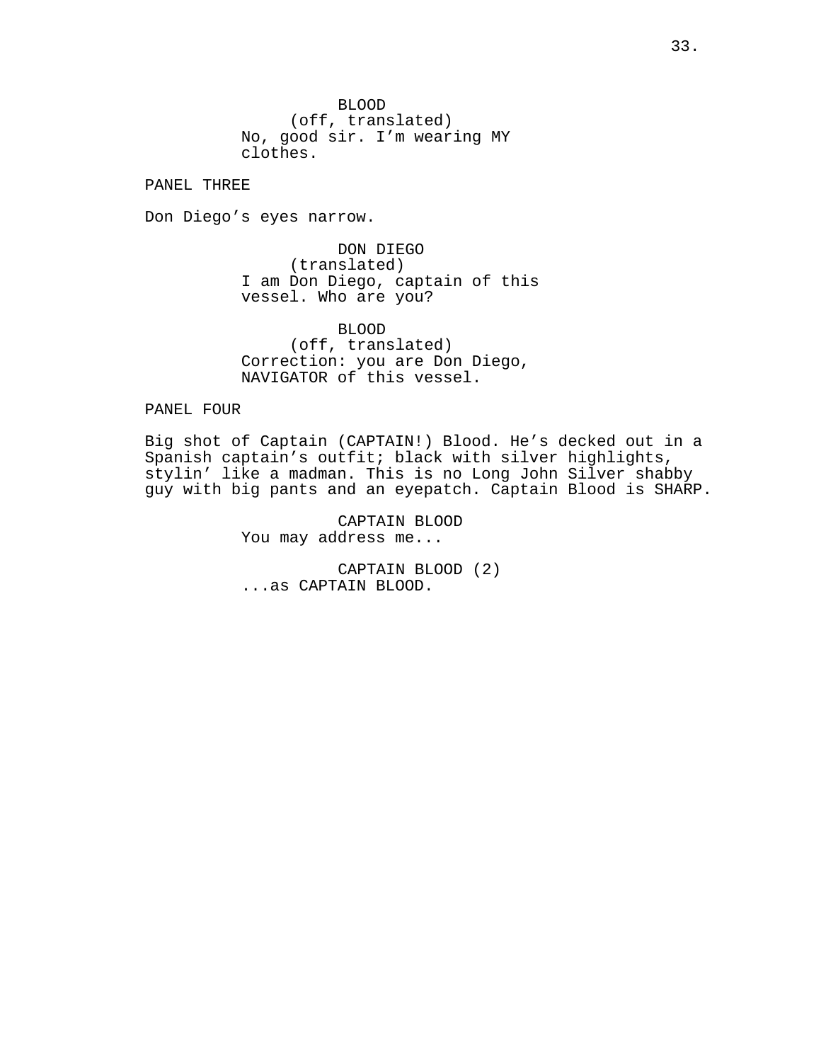BLOOD
(off, translated)
No, good sir. I'm wearing MY clothes.

PANEL THREE

Don Diego's eyes narrow.

DON DIEGO
(translated)
I am Don Diego, captain of this vessel. Who are you?

BLOOD
(off, translated)
Correction: you are Don Diego, NAVIGATOR of this vessel.

PANEL FOUR

Big shot of Captain (CAPTAIN!) Blood. He's decked out in a Spanish captain's outfit; black with silver highlights, stylin' like a madman. This is no Long John Silver shabby guy with big pants and an eyepatch. Captain Blood is SHARP.

CAPTAIN BLOOD
You may address me...

CAPTAIN BLOOD (2)
...as CAPTAIN BLOOD.